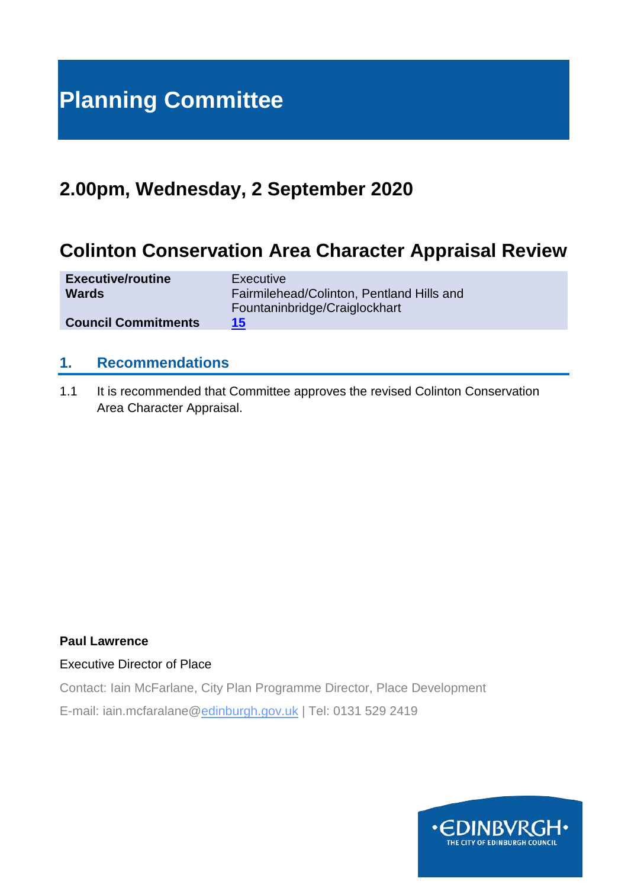# Planning Committee

## 2.00pm, Wednesday, 2 September 2020

## Colinton Conservation Area Character Appraisal Review

| | |
|---|---|
| **Executive/routine** | Executive |
| **Wards** | Fairmilehead/Colinton, Pentland Hills and Fountaninbridge/Craiglockhart |
| **Council Commitments** | **15** |

## 1. Recommendations

1.1 It is recommended that Committee approves the revised Colinton Conservation Area Character Appraisal.

**Paul Lawrence**

Executive Director of Place

Contact: Iain McFarlane, City Plan Programme Director, Place Development

E-mail: iain.mcfaralane@edinburgh.gov.uk | Tel: 0131 529 2419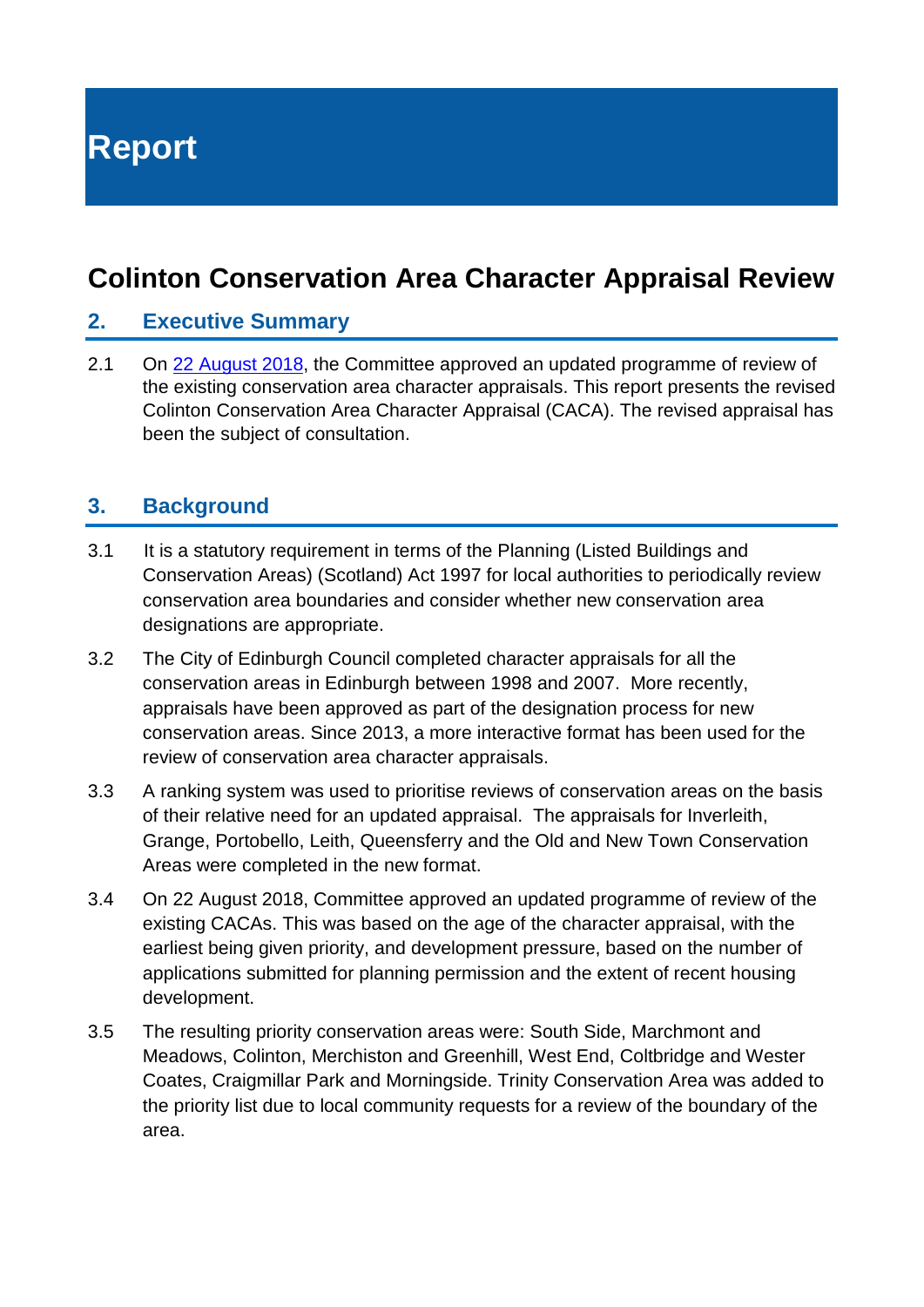# Report

## Colinton Conservation Area Character Appraisal Review

### 2. Executive Summary

2.1 On [22 August 2018](), the Committee approved an updated programme of review of the existing conservation area character appraisals. This report presents the revised Colinton Conservation Area Character Appraisal (CACA). The revised appraisal has been the subject of consultation.

### 3. Background

3.1 It is a statutory requirement in terms of the Planning (Listed Buildings and Conservation Areas) (Scotland) Act 1997 for local authorities to periodically review conservation area boundaries and consider whether new conservation area designations are appropriate.

3.2 The City of Edinburgh Council completed character appraisals for all the conservation areas in Edinburgh between 1998 and 2007. More recently, appraisals have been approved as part of the designation process for new conservation areas. Since 2013, a more interactive format has been used for the review of conservation area character appraisals.

3.3 A ranking system was used to prioritise reviews of conservation areas on the basis of their relative need for an updated appraisal. The appraisals for Inverleith, Grange, Portobello, Leith, Queensferry and the Old and New Town Conservation Areas were completed in the new format.

3.4 On 22 August 2018, Committee approved an updated programme of review of the existing CACAs. This was based on the age of the character appraisal, with the earliest being given priority, and development pressure, based on the number of applications submitted for planning permission and the extent of recent housing development.

3.5 The resulting priority conservation areas were: South Side, Marchmont and Meadows, Colinton, Merchiston and Greenhill, West End, Coltbridge and Wester Coates, Craigmillar Park and Morningside. Trinity Conservation Area was added to the priority list due to local community requests for a review of the boundary of the area.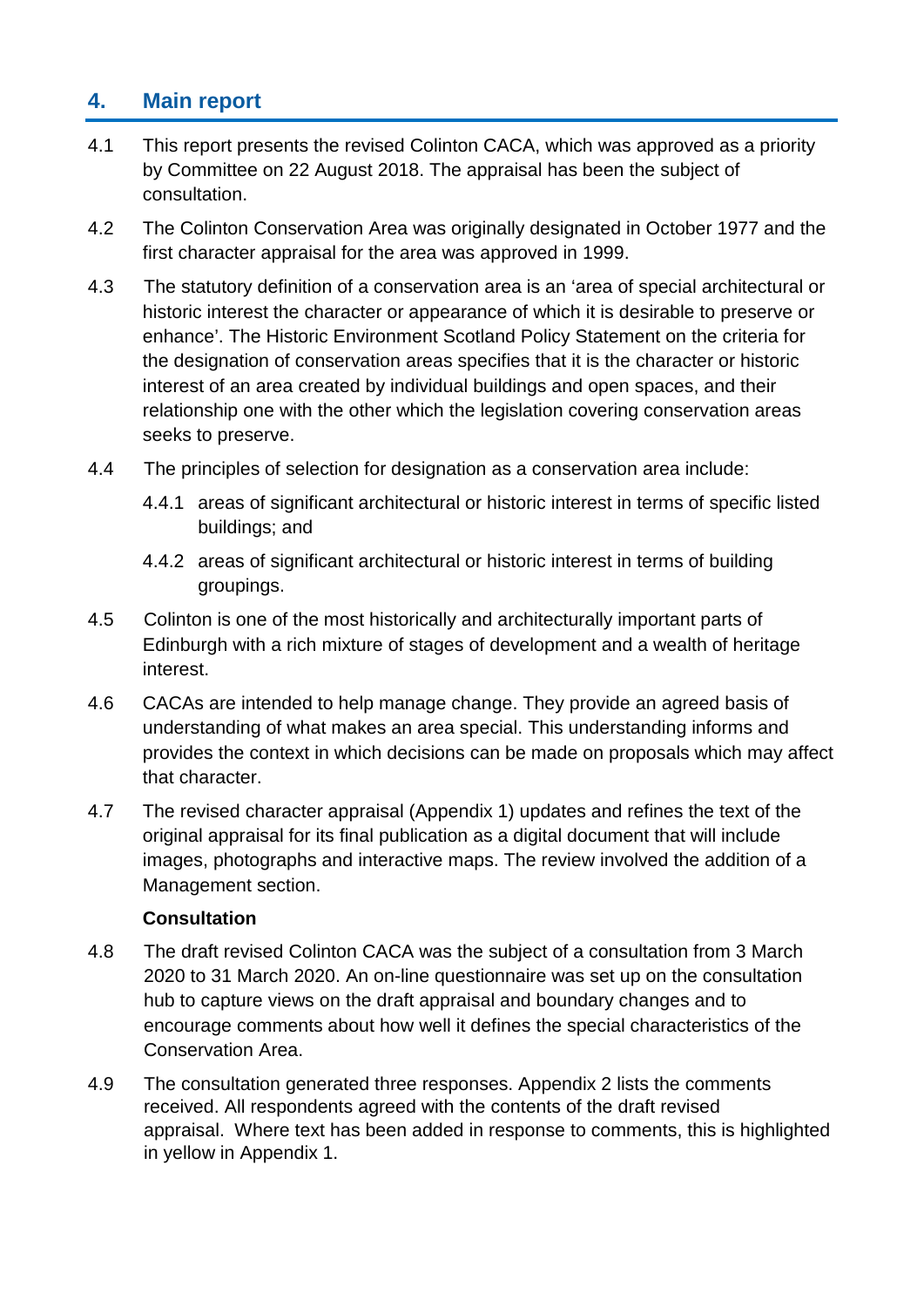## 4. Main report

4.1 This report presents the revised Colinton CACA, which was approved as a priority by Committee on 22 August 2018. The appraisal has been the subject of consultation.

4.2 The Colinton Conservation Area was originally designated in October 1977 and the first character appraisal for the area was approved in 1999.

4.3 The statutory definition of a conservation area is an 'area of special architectural or historic interest the character or appearance of which it is desirable to preserve or enhance'. The Historic Environment Scotland Policy Statement on the criteria for the designation of conservation areas specifies that it is the character or historic interest of an area created by individual buildings and open spaces, and their relationship one with the other which the legislation covering conservation areas seeks to preserve.

4.4 The principles of selection for designation as a conservation area include:

4.4.1 areas of significant architectural or historic interest in terms of specific listed buildings; and

4.4.2 areas of significant architectural or historic interest in terms of building groupings.

4.5 Colinton is one of the most historically and architecturally important parts of Edinburgh with a rich mixture of stages of development and a wealth of heritage interest.

4.6 CACAs are intended to help manage change. They provide an agreed basis of understanding of what makes an area special. This understanding informs and provides the context in which decisions can be made on proposals which may affect that character.

4.7 The revised character appraisal (Appendix 1) updates and refines the text of the original appraisal for its final publication as a digital document that will include images, photographs and interactive maps. The review involved the addition of a Management section.

**Consultation**

4.8 The draft revised Colinton CACA was the subject of a consultation from 3 March 2020 to 31 March 2020. An on-line questionnaire was set up on the consultation hub to capture views on the draft appraisal and boundary changes and to encourage comments about how well it defines the special characteristics of the Conservation Area.

4.9 The consultation generated three responses. Appendix 2 lists the comments received. All respondents agreed with the contents of the draft revised appraisal. Where text has been added in response to comments, this is highlighted in yellow in Appendix 1.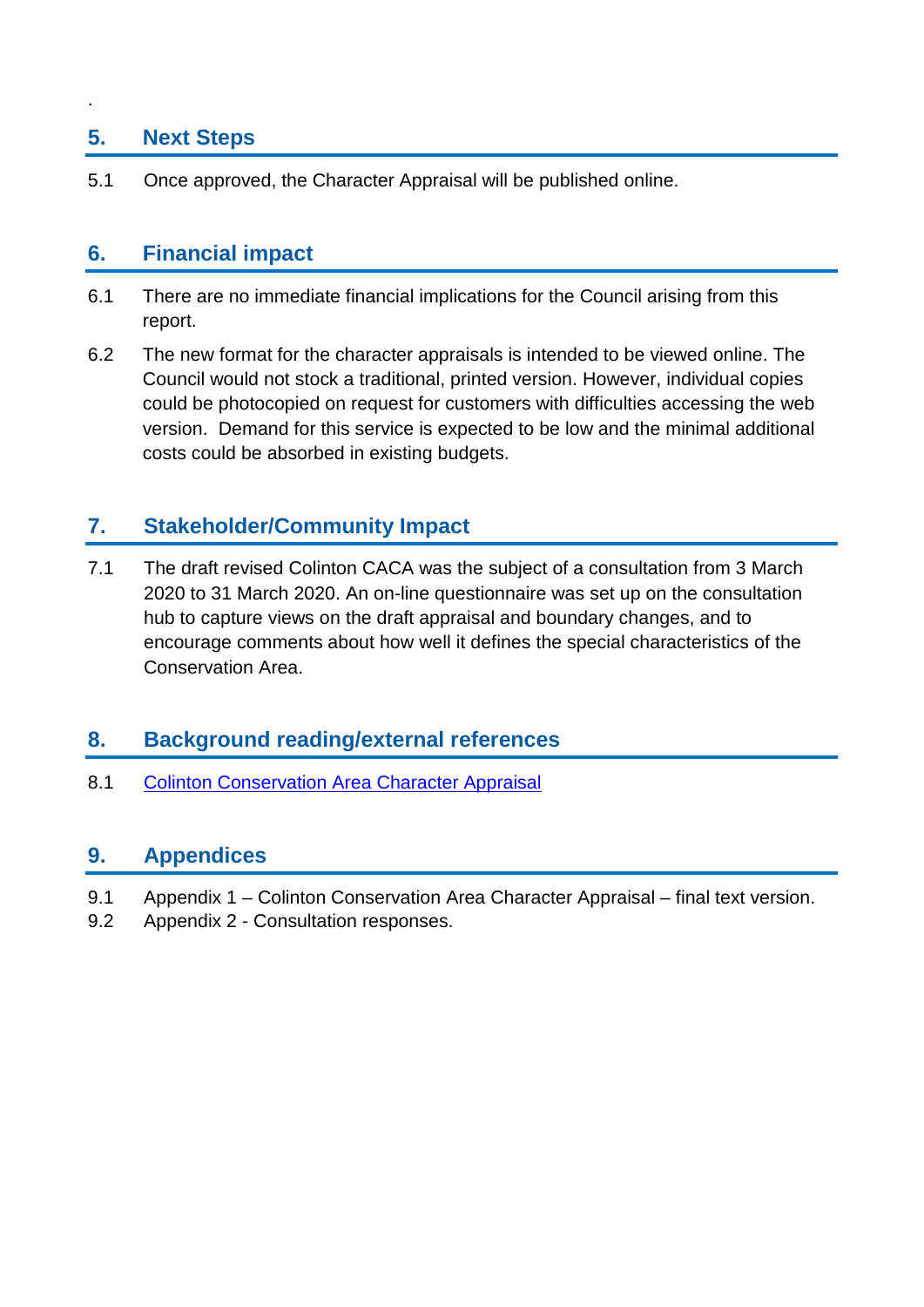.

## 5. Next Steps

5.1 Once approved, the Character Appraisal will be published online.

## 6. Financial impact

6.1 There are no immediate financial implications for the Council arising from this report.

6.2 The new format for the character appraisals is intended to be viewed online. The Council would not stock a traditional, printed version. However, individual copies could be photocopied on request for customers with difficulties accessing the web version. Demand for this service is expected to be low and the minimal additional costs could be absorbed in existing budgets.

## 7. Stakeholder/Community Impact

7.1 The draft revised Colinton CACA was the subject of a consultation from 3 March 2020 to 31 March 2020. An on-line questionnaire was set up on the consultation hub to capture views on the draft appraisal and boundary changes, and to encourage comments about how well it defines the special characteristics of the Conservation Area.

## 8. Background reading/external references

8.1 Colinton Conservation Area Character Appraisal

## 9. Appendices

9.1 Appendix 1 – Colinton Conservation Area Character Appraisal – final text version.

9.2 Appendix 2 - Consultation responses.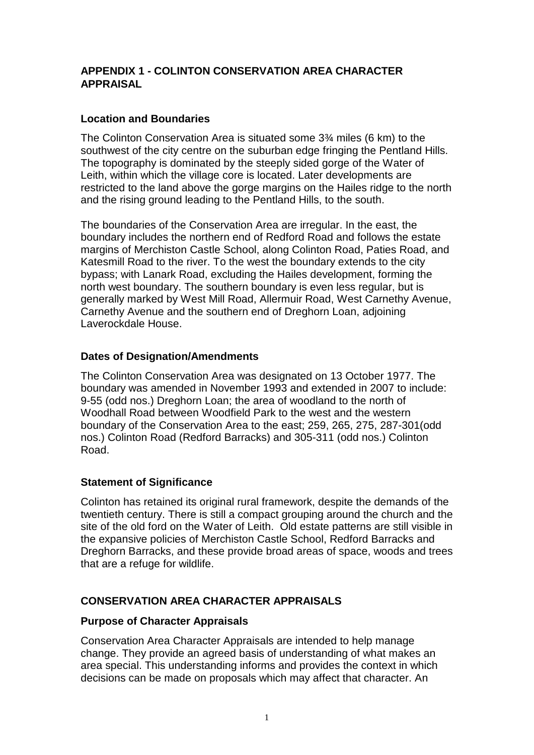## APPENDIX 1 - COLINTON CONSERVATION AREA CHARACTER APPRAISAL

### Location and Boundaries

The Colinton Conservation Area is situated some 3¾ miles (6 km) to the southwest of the city centre on the suburban edge fringing the Pentland Hills. The topography is dominated by the steeply sided gorge of the Water of Leith, within which the village core is located. Later developments are restricted to the land above the gorge margins on the Hailes ridge to the north and the rising ground leading to the Pentland Hills, to the south.

The boundaries of the Conservation Area are irregular. In the east, the boundary includes the northern end of Redford Road and follows the estate margins of Merchiston Castle School, along Colinton Road, Paties Road, and Katesmill Road to the river. To the west the boundary extends to the city bypass; with Lanark Road, excluding the Hailes development, forming the north west boundary. The southern boundary is even less regular, but is generally marked by West Mill Road, Allermuir Road, West Carnethy Avenue, Carnethy Avenue and the southern end of Dreghorn Loan, adjoining Laverockdale House.

### Dates of Designation/Amendments

The Colinton Conservation Area was designated on 13 October 1977. The boundary was amended in November 1993 and extended in 2007 to include: 9-55 (odd nos.) Dreghorn Loan; the area of woodland to the north of Woodhall Road between Woodfield Park to the west and the western boundary of the Conservation Area to the east; 259, 265, 275, 287-301(odd nos.) Colinton Road (Redford Barracks) and 305-311 (odd nos.) Colinton Road.

### Statement of Significance

Colinton has retained its original rural framework, despite the demands of the twentieth century. There is still a compact grouping around the church and the site of the old ford on the Water of Leith. Old estate patterns are still visible in the expansive policies of Merchiston Castle School, Redford Barracks and Dreghorn Barracks, and these provide broad areas of space, woods and trees that are a refuge for wildlife.

## CONSERVATION AREA CHARACTER APPRAISALS

### Purpose of Character Appraisals

Conservation Area Character Appraisals are intended to help manage change. They provide an agreed basis of understanding of what makes an area special. This understanding informs and provides the context in which decisions can be made on proposals which may affect that character. An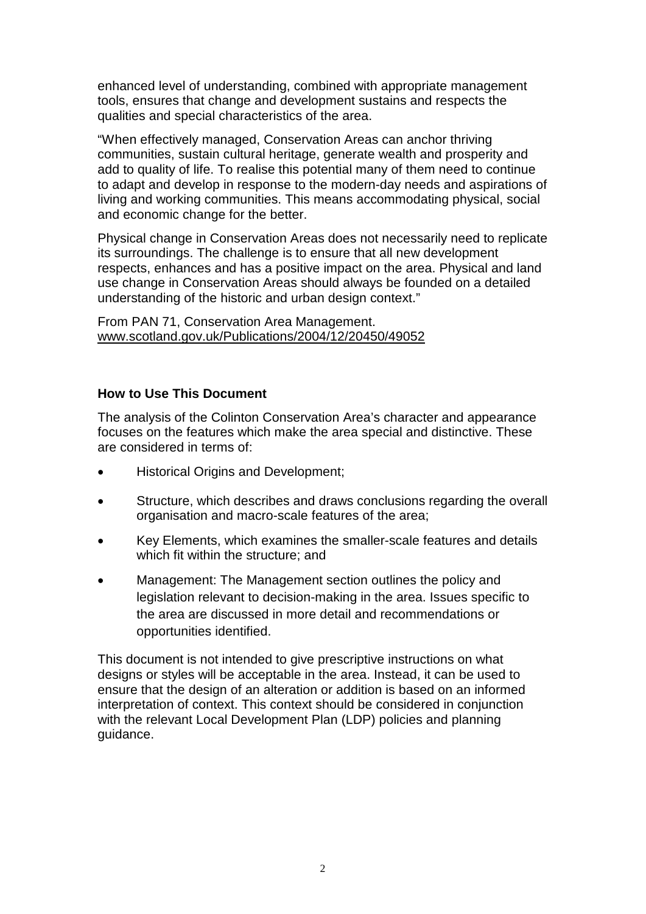enhanced level of understanding, combined with appropriate management tools, ensures that change and development sustains and respects the qualities and special characteristics of the area.

"When effectively managed, Conservation Areas can anchor thriving communities, sustain cultural heritage, generate wealth and prosperity and add to quality of life. To realise this potential many of them need to continue to adapt and develop in response to the modern-day needs and aspirations of living and working communities. This means accommodating physical, social and economic change for the better.

Physical change in Conservation Areas does not necessarily need to replicate its surroundings. The challenge is to ensure that all new development respects, enhances and has a positive impact on the area. Physical and land use change in Conservation Areas should always be founded on a detailed understanding of the historic and urban design context."

From PAN 71, Conservation Area Management.
www.scotland.gov.uk/Publications/2004/12/20450/49052

**How to Use This Document**

The analysis of the Colinton Conservation Area's character and appearance focuses on the features which make the area special and distinctive. These are considered in terms of:

- Historical Origins and Development;
- Structure, which describes and draws conclusions regarding the overall organisation and macro-scale features of the area;
- Key Elements, which examines the smaller-scale features and details which fit within the structure; and
- Management: The Management section outlines the policy and legislation relevant to decision-making in the area. Issues specific to the area are discussed in more detail and recommendations or opportunities identified.

This document is not intended to give prescriptive instructions on what designs or styles will be acceptable in the area. Instead, it can be used to ensure that the design of an alteration or addition is based on an informed interpretation of context. This context should be considered in conjunction with the relevant Local Development Plan (LDP) policies and planning guidance.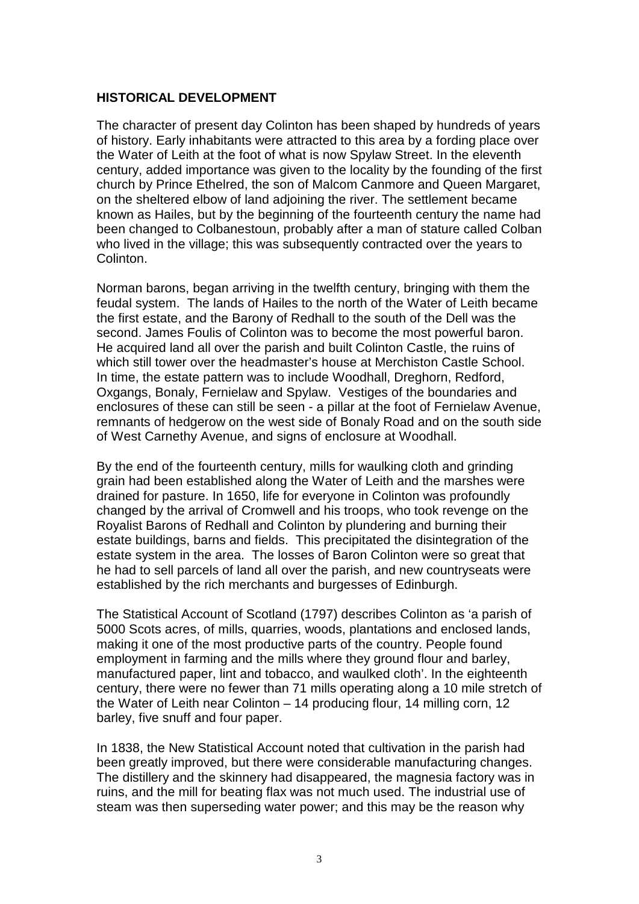## HISTORICAL DEVELOPMENT

The character of present day Colinton has been shaped by hundreds of years of history. Early inhabitants were attracted to this area by a fording place over the Water of Leith at the foot of what is now Spylaw Street. In the eleventh century, added importance was given to the locality by the founding of the first church by Prince Ethelred, the son of Malcom Canmore and Queen Margaret, on the sheltered elbow of land adjoining the river. The settlement became known as Hailes, but by the beginning of the fourteenth century the name had been changed to Colbanestoun, probably after a man of stature called Colban who lived in the village; this was subsequently contracted over the years to Colinton.

Norman barons, began arriving in the twelfth century, bringing with them the feudal system. The lands of Hailes to the north of the Water of Leith became the first estate, and the Barony of Redhall to the south of the Dell was the second. James Foulis of Colinton was to become the most powerful baron. He acquired land all over the parish and built Colinton Castle, the ruins of which still tower over the headmaster's house at Merchiston Castle School. In time, the estate pattern was to include Woodhall, Dreghorn, Redford, Oxgangs, Bonaly, Fernielaw and Spylaw. Vestiges of the boundaries and enclosures of these can still be seen - a pillar at the foot of Fernielaw Avenue, remnants of hedgerow on the west side of Bonaly Road and on the south side of West Carnethy Avenue, and signs of enclosure at Woodhall.

By the end of the fourteenth century, mills for waulking cloth and grinding grain had been established along the Water of Leith and the marshes were drained for pasture. In 1650, life for everyone in Colinton was profoundly changed by the arrival of Cromwell and his troops, who took revenge on the Royalist Barons of Redhall and Colinton by plundering and burning their estate buildings, barns and fields. This precipitated the disintegration of the estate system in the area. The losses of Baron Colinton were so great that he had to sell parcels of land all over the parish, and new countryseats were established by the rich merchants and burgesses of Edinburgh.

The Statistical Account of Scotland (1797) describes Colinton as 'a parish of 5000 Scots acres, of mills, quarries, woods, plantations and enclosed lands, making it one of the most productive parts of the country. People found employment in farming and the mills where they ground flour and barley, manufactured paper, lint and tobacco, and waulked cloth'. In the eighteenth century, there were no fewer than 71 mills operating along a 10 mile stretch of the Water of Leith near Colinton – 14 producing flour, 14 milling corn, 12 barley, five snuff and four paper.

In 1838, the New Statistical Account noted that cultivation in the parish had been greatly improved, but there were considerable manufacturing changes. The distillery and the skinnery had disappeared, the magnesia factory was in ruins, and the mill for beating flax was not much used. The industrial use of steam was then superseding water power; and this may be the reason why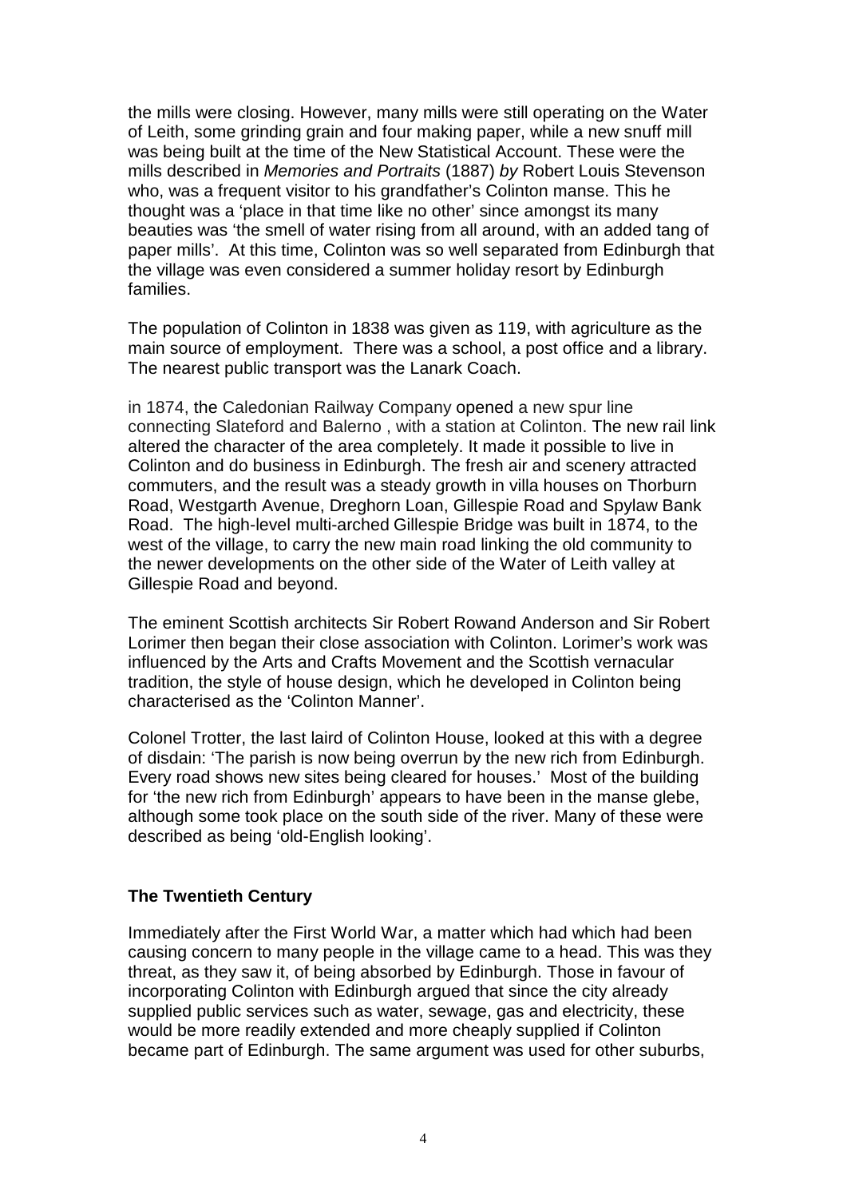the mills were closing. However, many mills were still operating on the Water of Leith, some grinding grain and four making paper, while a new snuff mill was being built at the time of the New Statistical Account. These were the mills described in *Memories and Portraits* (1887) *by* Robert Louis Stevenson who, was a frequent visitor to his grandfather's Colinton manse. This he thought was a 'place in that time like no other' since amongst its many beauties was 'the smell of water rising from all around, with an added tang of paper mills'. At this time, Colinton was so well separated from Edinburgh that the village was even considered a summer holiday resort by Edinburgh families.

The population of Colinton in 1838 was given as 119, with agriculture as the main source of employment. There was a school, a post office and a library. The nearest public transport was the Lanark Coach.

in 1874, the Caledonian Railway Company opened a new spur line connecting Slateford and Balerno , with a station at Colinton. The new rail link altered the character of the area completely. It made it possible to live in Colinton and do business in Edinburgh. The fresh air and scenery attracted commuters, and the result was a steady growth in villa houses on Thorburn Road, Westgarth Avenue, Dreghorn Loan, Gillespie Road and Spylaw Bank Road. The high-level multi-arched Gillespie Bridge was built in 1874, to the west of the village, to carry the new main road linking the old community to the newer developments on the other side of the Water of Leith valley at Gillespie Road and beyond.

The eminent Scottish architects Sir Robert Rowand Anderson and Sir Robert Lorimer then began their close association with Colinton. Lorimer's work was influenced by the Arts and Crafts Movement and the Scottish vernacular tradition, the style of house design, which he developed in Colinton being characterised as the 'Colinton Manner'.

Colonel Trotter, the last laird of Colinton House, looked at this with a degree of disdain: 'The parish is now being overrun by the new rich from Edinburgh. Every road shows new sites being cleared for houses.' Most of the building for 'the new rich from Edinburgh' appears to have been in the manse glebe, although some took place on the south side of the river. Many of these were described as being 'old-English looking'.

## The Twentieth Century

Immediately after the First World War, a matter which had which had been causing concern to many people in the village came to a head. This was they threat, as they saw it, of being absorbed by Edinburgh. Those in favour of incorporating Colinton with Edinburgh argued that since the city already supplied public services such as water, sewage, gas and electricity, these would be more readily extended and more cheaply supplied if Colinton became part of Edinburgh. The same argument was used for other suburbs,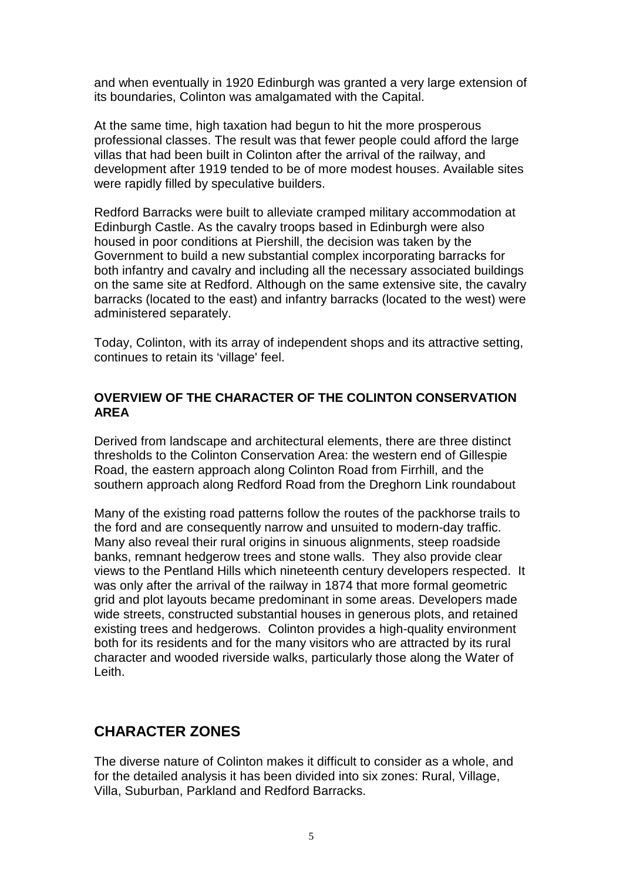and when eventually in 1920 Edinburgh was granted a very large extension of its boundaries, Colinton was amalgamated with the Capital.

At the same time, high taxation had begun to hit the more prosperous professional classes. The result was that fewer people could afford the large villas that had been built in Colinton after the arrival of the railway, and development after 1919 tended to be of more modest houses. Available sites were rapidly filled by speculative builders.

Redford Barracks were built to alleviate cramped military accommodation at Edinburgh Castle. As the cavalry troops based in Edinburgh were also housed in poor conditions at Piershill, the decision was taken by the Government to build a new substantial complex incorporating barracks for both infantry and cavalry and including all the necessary associated buildings on the same site at Redford. Although on the same extensive site, the cavalry barracks (located to the east) and infantry barracks (located to the west) were administered separately.

Today, Colinton, with its array of independent shops and its attractive setting, continues to retain its 'village' feel.

### OVERVIEW OF THE CHARACTER OF THE COLINTON CONSERVATION AREA

Derived from landscape and architectural elements, there are three distinct thresholds to the Colinton Conservation Area: the western end of Gillespie Road, the eastern approach along Colinton Road from Firrhill, and the southern approach along Redford Road from the Dreghorn Link roundabout

Many of the existing road patterns follow the routes of the packhorse trails to the ford and are consequently narrow and unsuited to modern-day traffic. Many also reveal their rural origins in sinuous alignments, steep roadside banks, remnant hedgerow trees and stone walls. They also provide clear views to the Pentland Hills which nineteenth century developers respected. It was only after the arrival of the railway in 1874 that more formal geometric grid and plot layouts became predominant in some areas. Developers made wide streets, constructed substantial houses in generous plots, and retained existing trees and hedgerows. Colinton provides a high-quality environment both for its residents and for the many visitors who are attracted by its rural character and wooded riverside walks, particularly those along the Water of Leith.

## CHARACTER ZONES

The diverse nature of Colinton makes it difficult to consider as a whole, and for the detailed analysis it has been divided into six zones: Rural, Village, Villa, Suburban, Parkland and Redford Barracks.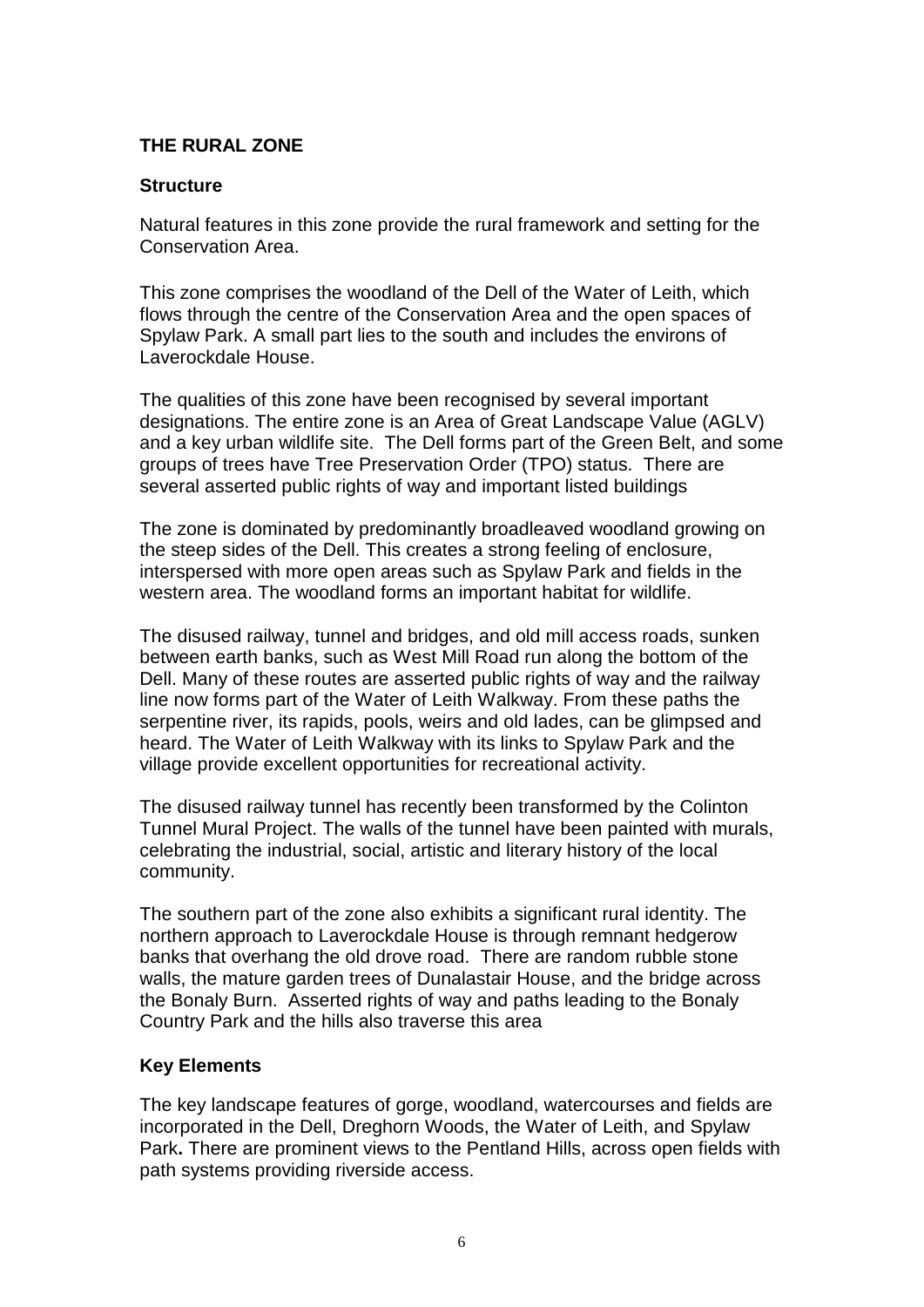## THE RURAL ZONE

### Structure

Natural features in this zone provide the rural framework and setting for the Conservation Area.

This zone comprises the woodland of the Dell of the Water of Leith, which flows through the centre of the Conservation Area and the open spaces of Spylaw Park. A small part lies to the south and includes the environs of Laverockdale House.

The qualities of this zone have been recognised by several important designations. The entire zone is an Area of Great Landscape Value (AGLV) and a key urban wildlife site. The Dell forms part of the Green Belt, and some groups of trees have Tree Preservation Order (TPO) status. There are several asserted public rights of way and important listed buildings

The zone is dominated by predominantly broadleaved woodland growing on the steep sides of the Dell. This creates a strong feeling of enclosure, interspersed with more open areas such as Spylaw Park and fields in the western area. The woodland forms an important habitat for wildlife.

The disused railway, tunnel and bridges, and old mill access roads, sunken between earth banks, such as West Mill Road run along the bottom of the Dell. Many of these routes are asserted public rights of way and the railway line now forms part of the Water of Leith Walkway. From these paths the serpentine river, its rapids, pools, weirs and old lades, can be glimpsed and heard. The Water of Leith Walkway with its links to Spylaw Park and the village provide excellent opportunities for recreational activity.

The disused railway tunnel has recently been transformed by the Colinton Tunnel Mural Project. The walls of the tunnel have been painted with murals, celebrating the industrial, social, artistic and literary history of the local community.

The southern part of the zone also exhibits a significant rural identity. The northern approach to Laverockdale House is through remnant hedgerow banks that overhang the old drove road. There are random rubble stone walls, the mature garden trees of Dunalastair House, and the bridge across the Bonaly Burn. Asserted rights of way and paths leading to the Bonaly Country Park and the hills also traverse this area

### Key Elements

The key landscape features of gorge, woodland, watercourses and fields are incorporated in the Dell, Dreghorn Woods, the Water of Leith, and Spylaw Park**.** There are prominent views to the Pentland Hills, across open fields with path systems providing riverside access.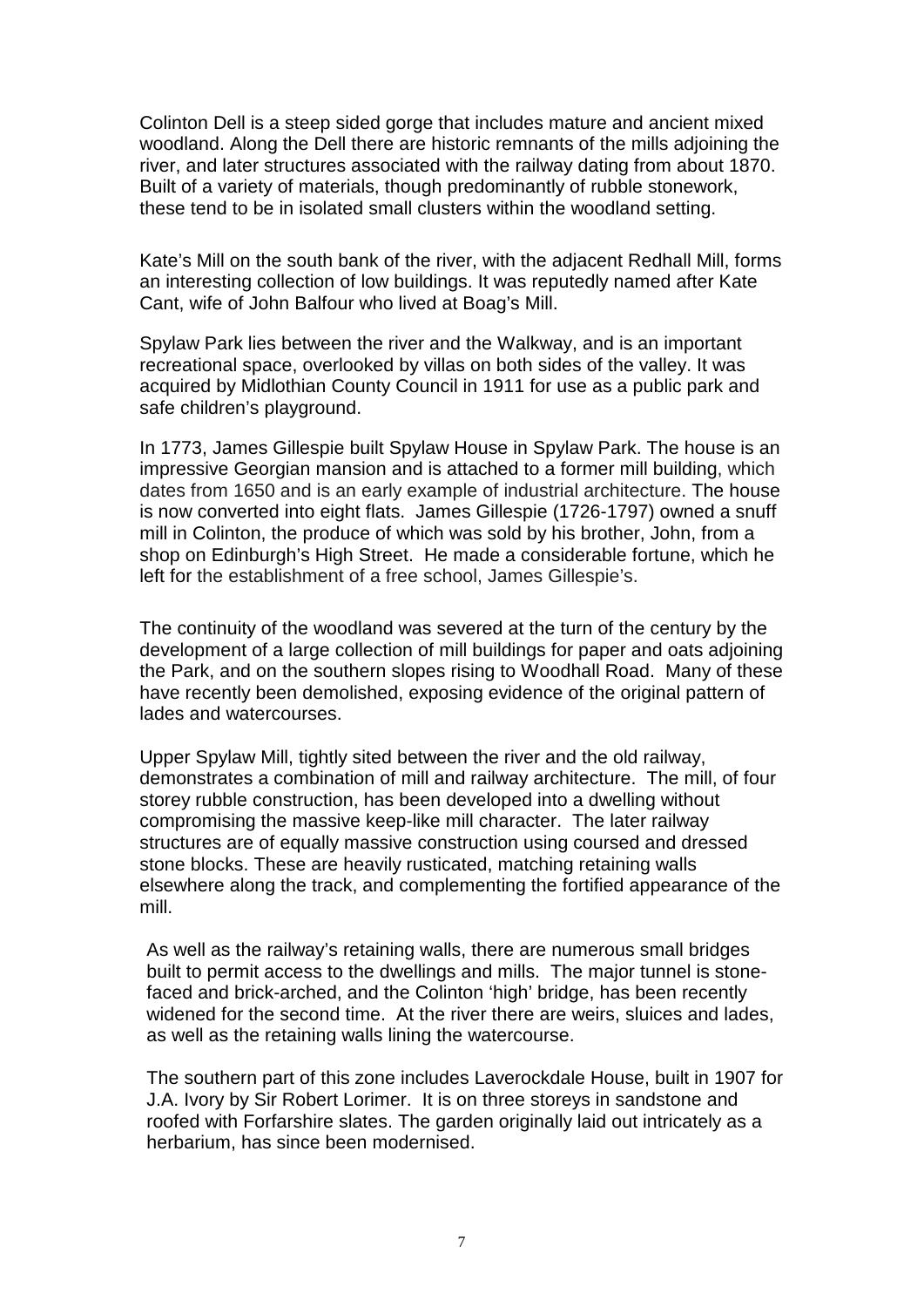Colinton Dell is a steep sided gorge that includes mature and ancient mixed woodland. Along the Dell there are historic remnants of the mills adjoining the river, and later structures associated with the railway dating from about 1870. Built of a variety of materials, though predominantly of rubble stonework, these tend to be in isolated small clusters within the woodland setting.

Kate's Mill on the south bank of the river, with the adjacent Redhall Mill, forms an interesting collection of low buildings. It was reputedly named after Kate Cant, wife of John Balfour who lived at Boag's Mill.

Spylaw Park lies between the river and the Walkway, and is an important recreational space, overlooked by villas on both sides of the valley. It was acquired by Midlothian County Council in 1911 for use as a public park and safe children's playground.

In 1773, James Gillespie built Spylaw House in Spylaw Park. The house is an impressive Georgian mansion and is attached to a former mill building, which dates from 1650 and is an early example of industrial architecture. The house is now converted into eight flats. James Gillespie (1726-1797) owned a snuff mill in Colinton, the produce of which was sold by his brother, John, from a shop on Edinburgh's High Street. He made a considerable fortune, which he left for the establishment of a free school, James Gillespie's.

The continuity of the woodland was severed at the turn of the century by the development of a large collection of mill buildings for paper and oats adjoining the Park, and on the southern slopes rising to Woodhall Road. Many of these have recently been demolished, exposing evidence of the original pattern of lades and watercourses.

Upper Spylaw Mill, tightly sited between the river and the old railway, demonstrates a combination of mill and railway architecture. The mill, of four storey rubble construction, has been developed into a dwelling without compromising the massive keep-like mill character. The later railway structures are of equally massive construction using coursed and dressed stone blocks. These are heavily rusticated, matching retaining walls elsewhere along the track, and complementing the fortified appearance of the mill.

As well as the railway's retaining walls, there are numerous small bridges built to permit access to the dwellings and mills. The major tunnel is stone-faced and brick-arched, and the Colinton 'high' bridge, has been recently widened for the second time. At the river there are weirs, sluices and lades, as well as the retaining walls lining the watercourse.

The southern part of this zone includes Laverockdale House, built in 1907 for J.A. Ivory by Sir Robert Lorimer. It is on three storeys in sandstone and roofed with Forfarshire slates. The garden originally laid out intricately as a herbarium, has since been modernised.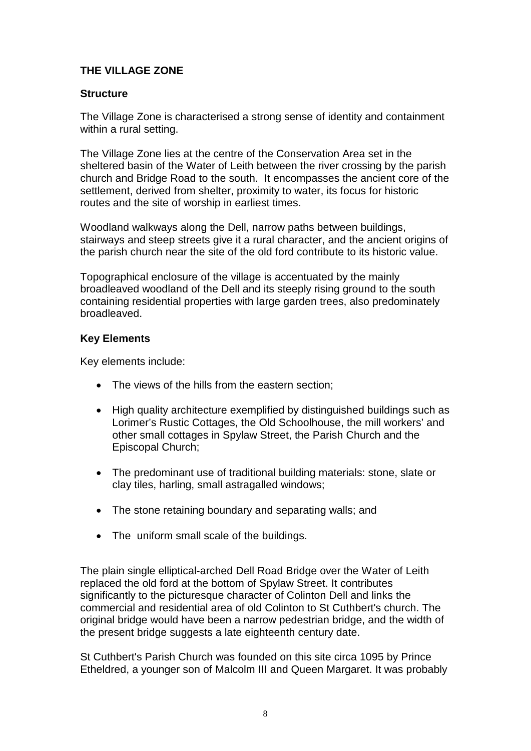## THE VILLAGE ZONE

### Structure

The Village Zone is characterised a strong sense of identity and containment within a rural setting.

The Village Zone lies at the centre of the Conservation Area set in the sheltered basin of the Water of Leith between the river crossing by the parish church and Bridge Road to the south. It encompasses the ancient core of the settlement, derived from shelter, proximity to water, its focus for historic routes and the site of worship in earliest times.

Woodland walkways along the Dell, narrow paths between buildings, stairways and steep streets give it a rural character, and the ancient origins of the parish church near the site of the old ford contribute to its historic value.

Topographical enclosure of the village is accentuated by the mainly broadleaved woodland of the Dell and its steeply rising ground to the south containing residential properties with large garden trees, also predominately broadleaved.

### Key Elements

Key elements include:

- The views of the hills from the eastern section;
- High quality architecture exemplified by distinguished buildings such as Lorimer's Rustic Cottages, the Old Schoolhouse, the mill workers' and other small cottages in Spylaw Street, the Parish Church and the Episcopal Church;
- The predominant use of traditional building materials: stone, slate or clay tiles, harling, small astragalled windows;
- The stone retaining boundary and separating walls; and
- The uniform small scale of the buildings.

The plain single elliptical-arched Dell Road Bridge over the Water of Leith replaced the old ford at the bottom of Spylaw Street. It contributes significantly to the picturesque character of Colinton Dell and links the commercial and residential area of old Colinton to St Cuthbert's church. The original bridge would have been a narrow pedestrian bridge, and the width of the present bridge suggests a late eighteenth century date.

St Cuthbert's Parish Church was founded on this site circa 1095 by Prince Etheldred, a younger son of Malcolm III and Queen Margaret. It was probably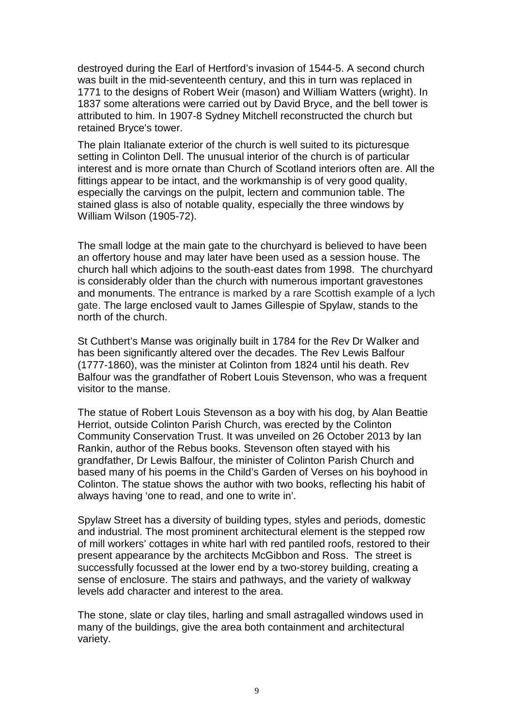destroyed during the Earl of Hertford's invasion of 1544-5. A second church was built in the mid-seventeenth century, and this in turn was replaced in 1771 to the designs of Robert Weir (mason) and William Watters (wright). In 1837 some alterations were carried out by David Bryce, and the bell tower is attributed to him. In 1907-8 Sydney Mitchell reconstructed the church but retained Bryce's tower.

The plain Italianate exterior of the church is well suited to its picturesque setting in Colinton Dell. The unusual interior of the church is of particular interest and is more ornate than Church of Scotland interiors often are. All the fittings appear to be intact, and the workmanship is of very good quality, especially the carvings on the pulpit, lectern and communion table. The stained glass is also of notable quality, especially the three windows by William Wilson (1905-72).

The small lodge at the main gate to the churchyard is believed to have been an offertory house and may later have been used as a session house. The church hall which adjoins to the south-east dates from 1998. The churchyard is considerably older than the church with numerous important gravestones and monuments. The entrance is marked by a rare Scottish example of a lych gate. The large enclosed vault to James Gillespie of Spylaw, stands to the north of the church.

St Cuthbert's Manse was originally built in 1784 for the Rev Dr Walker and has been significantly altered over the decades. The Rev Lewis Balfour (1777-1860), was the minister at Colinton from 1824 until his death. Rev Balfour was the grandfather of Robert Louis Stevenson, who was a frequent visitor to the manse.

The statue of Robert Louis Stevenson as a boy with his dog, by Alan Beattie Herriot, outside Colinton Parish Church, was erected by the Colinton Community Conservation Trust. It was unveiled on 26 October 2013 by Ian Rankin, author of the Rebus books. Stevenson often stayed with his grandfather, Dr Lewis Balfour, the minister of Colinton Parish Church and based many of his poems in the Child's Garden of Verses on his boyhood in Colinton. The statue shows the author with two books, reflecting his habit of always having 'one to read, and one to write in'.

Spylaw Street has a diversity of building types, styles and periods, domestic and industrial. The most prominent architectural element is the stepped row of mill workers' cottages in white harl with red pantiled roofs, restored to their present appearance by the architects McGibbon and Ross. The street is successfully focussed at the lower end by a two-storey building, creating a sense of enclosure. The stairs and pathways, and the variety of walkway levels add character and interest to the area.

The stone, slate or clay tiles, harling and small astragalled windows used in many of the buildings, give the area both containment and architectural variety.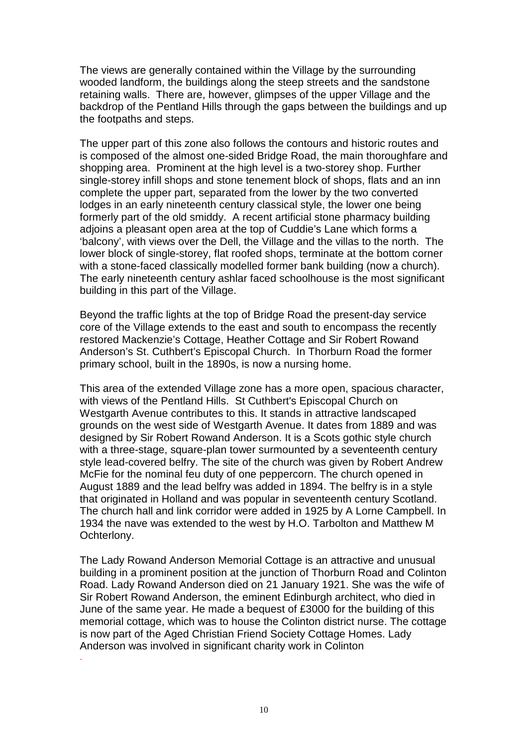The views are generally contained within the Village by the surrounding wooded landform, the buildings along the steep streets and the sandstone retaining walls. There are, however, glimpses of the upper Village and the backdrop of the Pentland Hills through the gaps between the buildings and up the footpaths and steps.

The upper part of this zone also follows the contours and historic routes and is composed of the almost one-sided Bridge Road, the main thoroughfare and shopping area. Prominent at the high level is a two-storey shop. Further single-storey infill shops and stone tenement block of shops, flats and an inn complete the upper part, separated from the lower by the two converted lodges in an early nineteenth century classical style, the lower one being formerly part of the old smiddy. A recent artificial stone pharmacy building adjoins a pleasant open area at the top of Cuddie's Lane which forms a 'balcony', with views over the Dell, the Village and the villas to the north. The lower block of single-storey, flat roofed shops, terminate at the bottom corner with a stone-faced classically modelled former bank building (now a church). The early nineteenth century ashlar faced schoolhouse is the most significant building in this part of the Village.

Beyond the traffic lights at the top of Bridge Road the present-day service core of the Village extends to the east and south to encompass the recently restored Mackenzie's Cottage, Heather Cottage and Sir Robert Rowand Anderson's St. Cuthbert's Episcopal Church. In Thorburn Road the former primary school, built in the 1890s, is now a nursing home.

This area of the extended Village zone has a more open, spacious character, with views of the Pentland Hills. St Cuthbert's Episcopal Church on Westgarth Avenue contributes to this. It stands in attractive landscaped grounds on the west side of Westgarth Avenue. It dates from 1889 and was designed by Sir Robert Rowand Anderson. It is a Scots gothic style church with a three-stage, square-plan tower surmounted by a seventeenth century style lead-covered belfry. The site of the church was given by Robert Andrew McFie for the nominal feu duty of one peppercorn. The church opened in August 1889 and the lead belfry was added in 1894. The belfry is in a style that originated in Holland and was popular in seventeenth century Scotland. The church hall and link corridor were added in 1925 by A Lorne Campbell. In 1934 the nave was extended to the west by H.O. Tarbolton and Matthew M Ochterlony.

The Lady Rowand Anderson Memorial Cottage is an attractive and unusual building in a prominent position at the junction of Thorburn Road and Colinton Road. Lady Rowand Anderson died on 21 January 1921. She was the wife of Sir Robert Rowand Anderson, the eminent Edinburgh architect, who died in June of the same year. He made a bequest of £3000 for the building of this memorial cottage, which was to house the Colinton district nurse. The cottage is now part of the Aged Christian Friend Society Cottage Homes. Lady Anderson was involved in significant charity work in Colinton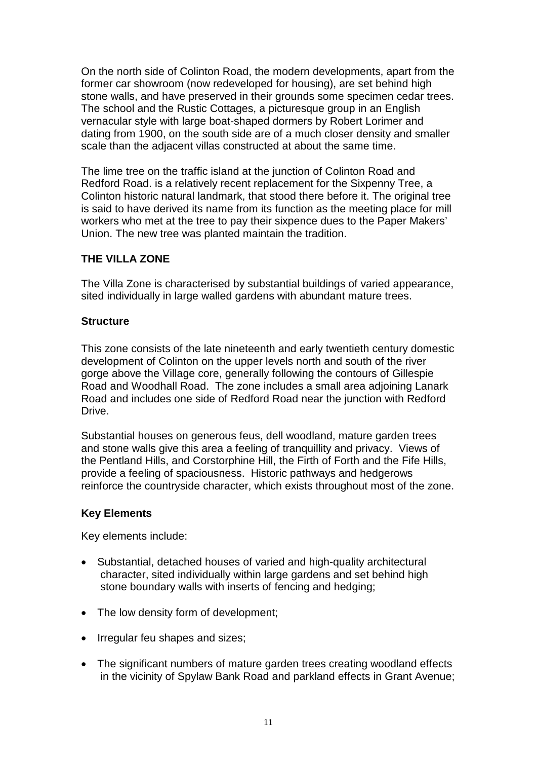On the north side of Colinton Road, the modern developments, apart from the former car showroom (now redeveloped for housing), are set behind high stone walls, and have preserved in their grounds some specimen cedar trees. The school and the Rustic Cottages, a picturesque group in an English vernacular style with large boat-shaped dormers by Robert Lorimer and dating from 1900, on the south side are of a much closer density and smaller scale than the adjacent villas constructed at about the same time.

The lime tree on the traffic island at the junction of Colinton Road and Redford Road. is a relatively recent replacement for the Sixpenny Tree, a Colinton historic natural landmark, that stood there before it. The original tree is said to have derived its name from its function as the meeting place for mill workers who met at the tree to pay their sixpence dues to the Paper Makers' Union. The new tree was planted maintain the tradition.

## THE VILLA ZONE

The Villa Zone is characterised by substantial buildings of varied appearance, sited individually in large walled gardens with abundant mature trees.

### Structure

This zone consists of the late nineteenth and early twentieth century domestic development of Colinton on the upper levels north and south of the river gorge above the Village core, generally following the contours of Gillespie Road and Woodhall Road. The zone includes a small area adjoining Lanark Road and includes one side of Redford Road near the junction with Redford Drive.

Substantial houses on generous feus, dell woodland, mature garden trees and stone walls give this area a feeling of tranquillity and privacy. Views of the Pentland Hills, and Corstorphine Hill, the Firth of Forth and the Fife Hills, provide a feeling of spaciousness. Historic pathways and hedgerows reinforce the countryside character, which exists throughout most of the zone.

### Key Elements

Key elements include:

- Substantial, detached houses of varied and high-quality architectural character, sited individually within large gardens and set behind high stone boundary walls with inserts of fencing and hedging;
- The low density form of development;
- Irregular feu shapes and sizes;
- The significant numbers of mature garden trees creating woodland effects in the vicinity of Spylaw Bank Road and parkland effects in Grant Avenue;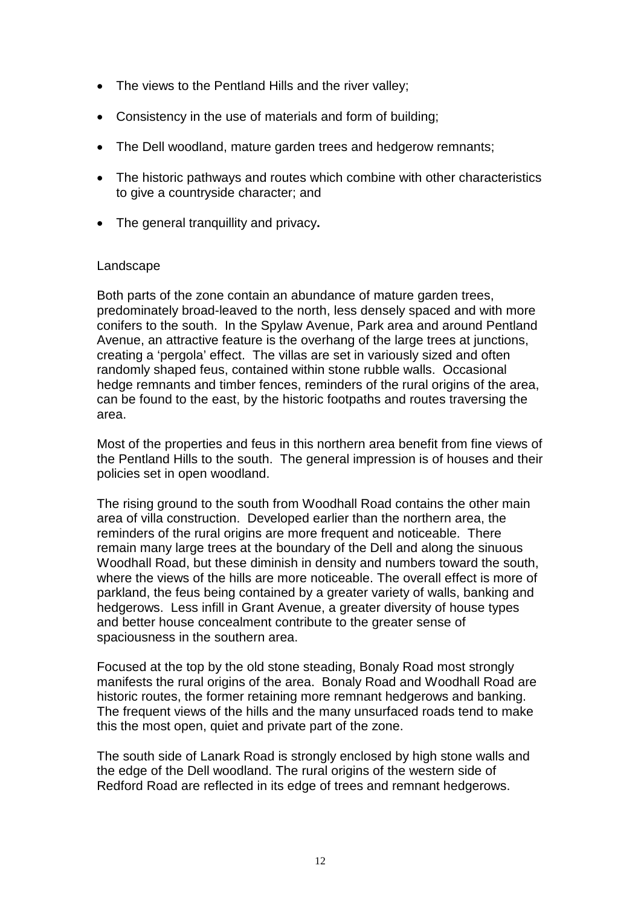- The views to the Pentland Hills and the river valley;
- Consistency in the use of materials and form of building;
- The Dell woodland, mature garden trees and hedgerow remnants;
- The historic pathways and routes which combine with other characteristics to give a countryside character; and
- The general tranquillity and privacy**.**

Landscape

Both parts of the zone contain an abundance of mature garden trees, predominately broad-leaved to the north, less densely spaced and with more conifers to the south. In the Spylaw Avenue, Park area and around Pentland Avenue, an attractive feature is the overhang of the large trees at junctions, creating a 'pergola' effect. The villas are set in variously sized and often randomly shaped feus, contained within stone rubble walls. Occasional hedge remnants and timber fences, reminders of the rural origins of the area, can be found to the east, by the historic footpaths and routes traversing the area.

Most of the properties and feus in this northern area benefit from fine views of the Pentland Hills to the south. The general impression is of houses and their policies set in open woodland.

The rising ground to the south from Woodhall Road contains the other main area of villa construction. Developed earlier than the northern area, the reminders of the rural origins are more frequent and noticeable. There remain many large trees at the boundary of the Dell and along the sinuous Woodhall Road, but these diminish in density and numbers toward the south, where the views of the hills are more noticeable. The overall effect is more of parkland, the feus being contained by a greater variety of walls, banking and hedgerows. Less infill in Grant Avenue, a greater diversity of house types and better house concealment contribute to the greater sense of spaciousness in the southern area.

Focused at the top by the old stone steading, Bonaly Road most strongly manifests the rural origins of the area. Bonaly Road and Woodhall Road are historic routes, the former retaining more remnant hedgerows and banking. The frequent views of the hills and the many unsurfaced roads tend to make this the most open, quiet and private part of the zone.

The south side of Lanark Road is strongly enclosed by high stone walls and the edge of the Dell woodland. The rural origins of the western side of Redford Road are reflected in its edge of trees and remnant hedgerows.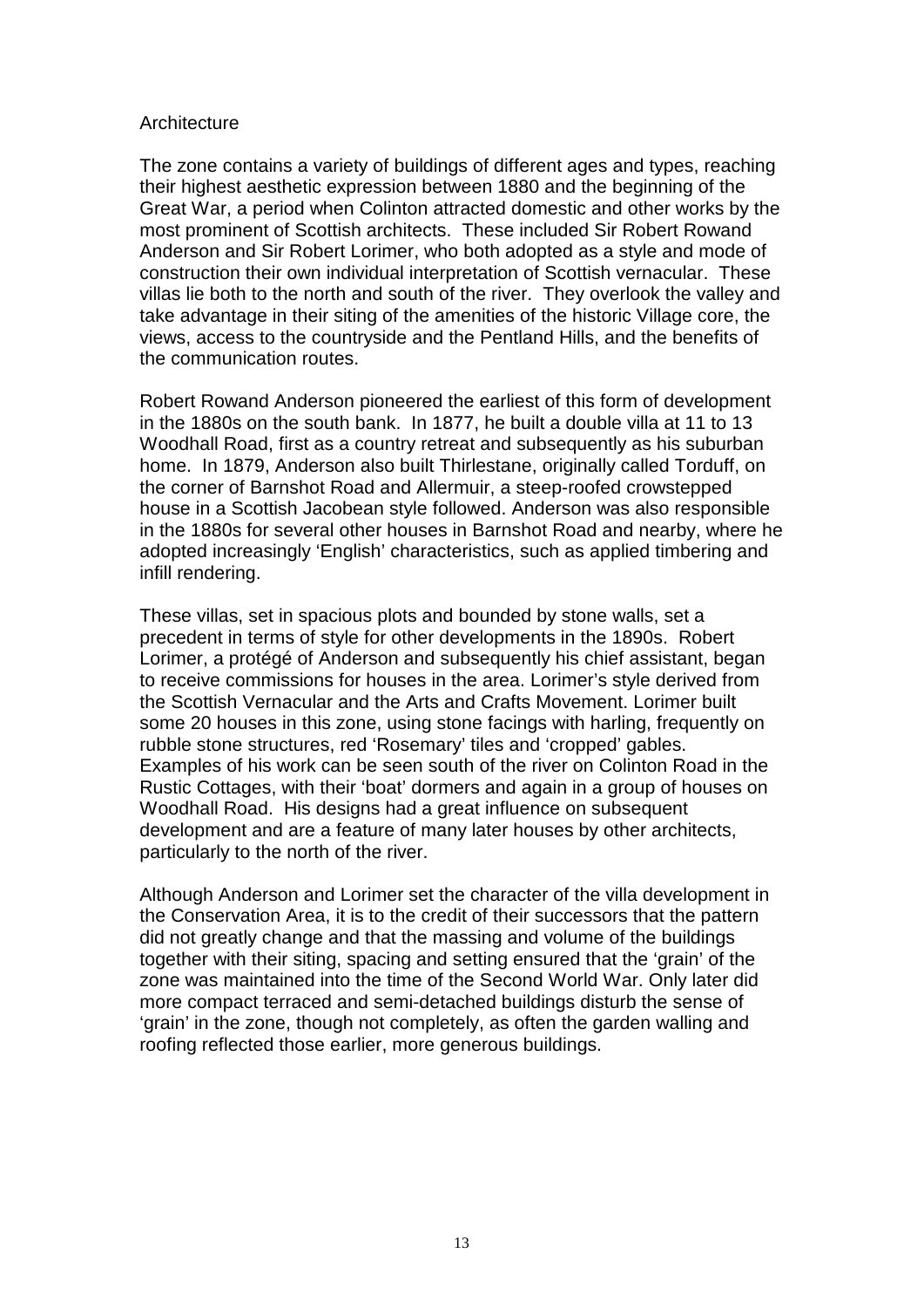## Architecture

The zone contains a variety of buildings of different ages and types, reaching their highest aesthetic expression between 1880 and the beginning of the Great War, a period when Colinton attracted domestic and other works by the most prominent of Scottish architects. These included Sir Robert Rowand Anderson and Sir Robert Lorimer, who both adopted as a style and mode of construction their own individual interpretation of Scottish vernacular. These villas lie both to the north and south of the river. They overlook the valley and take advantage in their siting of the amenities of the historic Village core, the views, access to the countryside and the Pentland Hills, and the benefits of the communication routes.

Robert Rowand Anderson pioneered the earliest of this form of development in the 1880s on the south bank. In 1877, he built a double villa at 11 to 13 Woodhall Road, first as a country retreat and subsequently as his suburban home. In 1879, Anderson also built Thirlestane, originally called Torduff, on the corner of Barnshot Road and Allermuir, a steep-roofed crowstepped house in a Scottish Jacobean style followed. Anderson was also responsible in the 1880s for several other houses in Barnshot Road and nearby, where he adopted increasingly 'English' characteristics, such as applied timbering and infill rendering.

These villas, set in spacious plots and bounded by stone walls, set a precedent in terms of style for other developments in the 1890s. Robert Lorimer, a protégé of Anderson and subsequently his chief assistant, began to receive commissions for houses in the area. Lorimer's style derived from the Scottish Vernacular and the Arts and Crafts Movement. Lorimer built some 20 houses in this zone, using stone facings with harling, frequently on rubble stone structures, red 'Rosemary' tiles and 'cropped' gables. Examples of his work can be seen south of the river on Colinton Road in the Rustic Cottages, with their 'boat' dormers and again in a group of houses on Woodhall Road. His designs had a great influence on subsequent development and are a feature of many later houses by other architects, particularly to the north of the river.

Although Anderson and Lorimer set the character of the villa development in the Conservation Area, it is to the credit of their successors that the pattern did not greatly change and that the massing and volume of the buildings together with their siting, spacing and setting ensured that the 'grain' of the zone was maintained into the time of the Second World War. Only later did more compact terraced and semi-detached buildings disturb the sense of 'grain' in the zone, though not completely, as often the garden walling and roofing reflected those earlier, more generous buildings.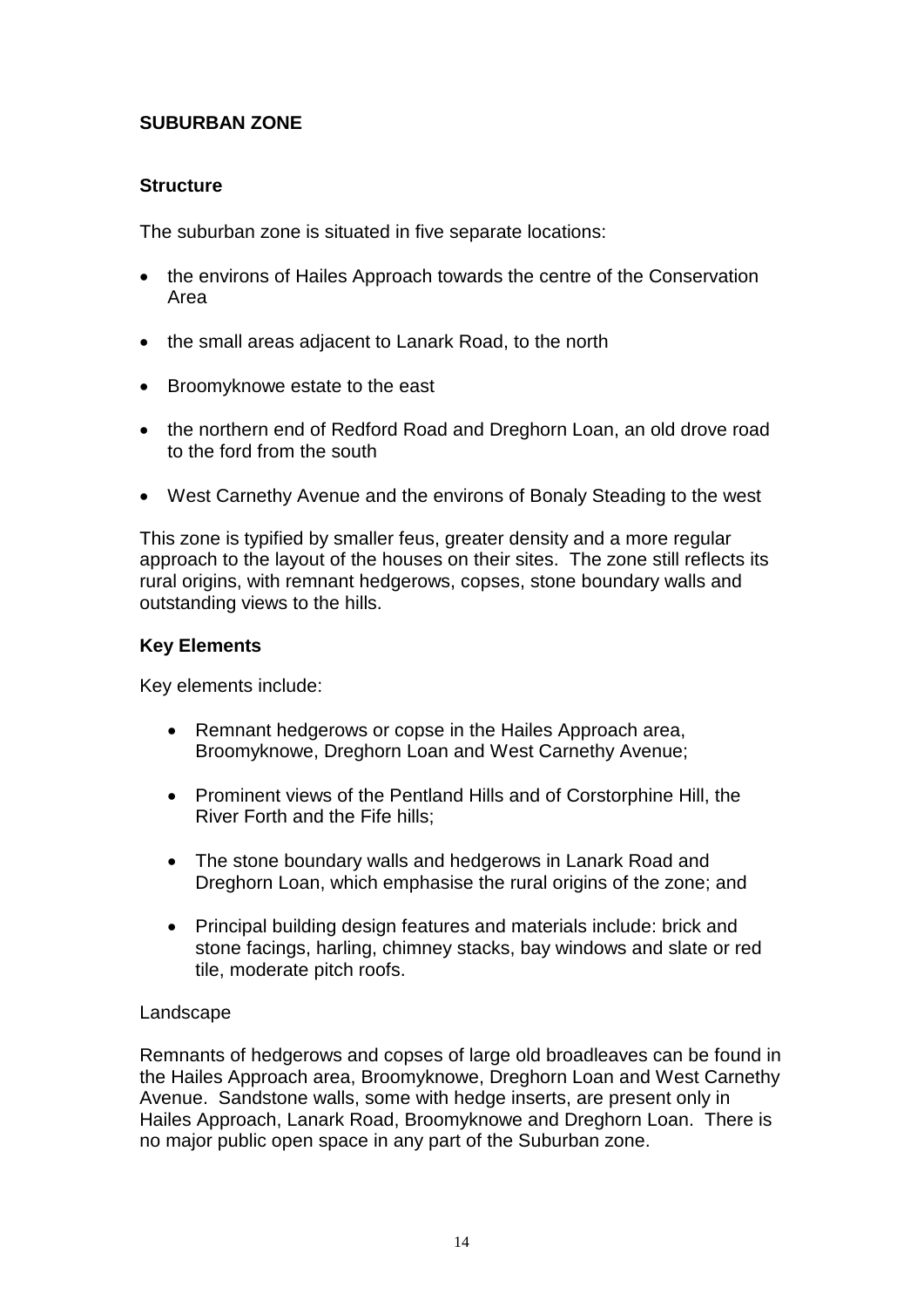## SUBURBAN ZONE

### Structure

The suburban zone is situated in five separate locations:

- the environs of Hailes Approach towards the centre of the Conservation Area
- the small areas adjacent to Lanark Road, to the north
- Broomyknowe estate to the east
- the northern end of Redford Road and Dreghorn Loan, an old drove road to the ford from the south
- West Carnethy Avenue and the environs of Bonaly Steading to the west

This zone is typified by smaller feus, greater density and a more regular approach to the layout of the houses on their sites. The zone still reflects its rural origins, with remnant hedgerows, copses, stone boundary walls and outstanding views to the hills.

### Key Elements

Key elements include:

- Remnant hedgerows or copse in the Hailes Approach area, Broomyknowe, Dreghorn Loan and West Carnethy Avenue;
- Prominent views of the Pentland Hills and of Corstorphine Hill, the River Forth and the Fife hills;
- The stone boundary walls and hedgerows in Lanark Road and Dreghorn Loan, which emphasise the rural origins of the zone; and
- Principal building design features and materials include: brick and stone facings, harling, chimney stacks, bay windows and slate or red tile, moderate pitch roofs.

Landscape

Remnants of hedgerows and copses of large old broadleaves can be found in the Hailes Approach area, Broomyknowe, Dreghorn Loan and West Carnethy Avenue. Sandstone walls, some with hedge inserts, are present only in Hailes Approach, Lanark Road, Broomyknowe and Dreghorn Loan. There is no major public open space in any part of the Suburban zone.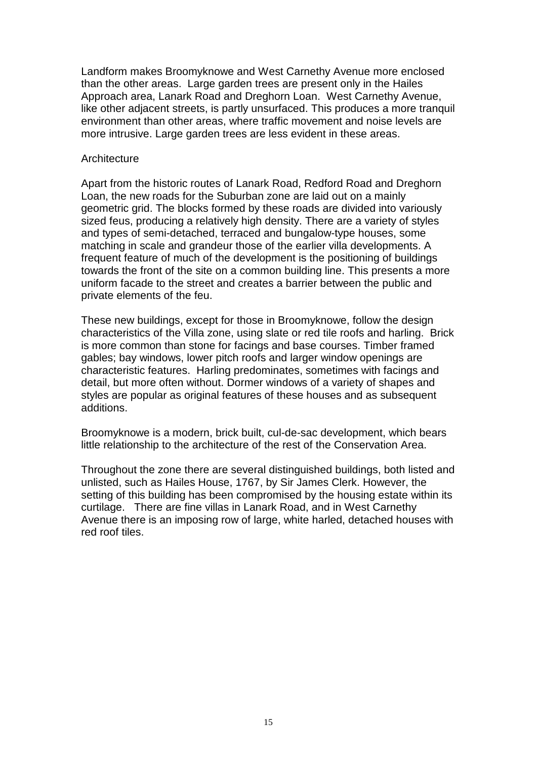Landform makes Broomyknowe and West Carnethy Avenue more enclosed than the other areas. Large garden trees are present only in the Hailes Approach area, Lanark Road and Dreghorn Loan. West Carnethy Avenue, like other adjacent streets, is partly unsurfaced. This produces a more tranquil environment than other areas, where traffic movement and noise levels are more intrusive. Large garden trees are less evident in these areas.

Architecture

Apart from the historic routes of Lanark Road, Redford Road and Dreghorn Loan, the new roads for the Suburban zone are laid out on a mainly geometric grid. The blocks formed by these roads are divided into variously sized feus, producing a relatively high density. There are a variety of styles and types of semi-detached, terraced and bungalow-type houses, some matching in scale and grandeur those of the earlier villa developments. A frequent feature of much of the development is the positioning of buildings towards the front of the site on a common building line. This presents a more uniform facade to the street and creates a barrier between the public and private elements of the feu.

These new buildings, except for those in Broomyknowe, follow the design characteristics of the Villa zone, using slate or red tile roofs and harling. Brick is more common than stone for facings and base courses. Timber framed gables; bay windows, lower pitch roofs and larger window openings are characteristic features. Harling predominates, sometimes with facings and detail, but more often without. Dormer windows of a variety of shapes and styles are popular as original features of these houses and as subsequent additions.

Broomyknowe is a modern, brick built, cul-de-sac development, which bears little relationship to the architecture of the rest of the Conservation Area.

Throughout the zone there are several distinguished buildings, both listed and unlisted, such as Hailes House, 1767, by Sir James Clerk. However, the setting of this building has been compromised by the housing estate within its curtilage. There are fine villas in Lanark Road, and in West Carnethy Avenue there is an imposing row of large, white harled, detached houses with red roof tiles.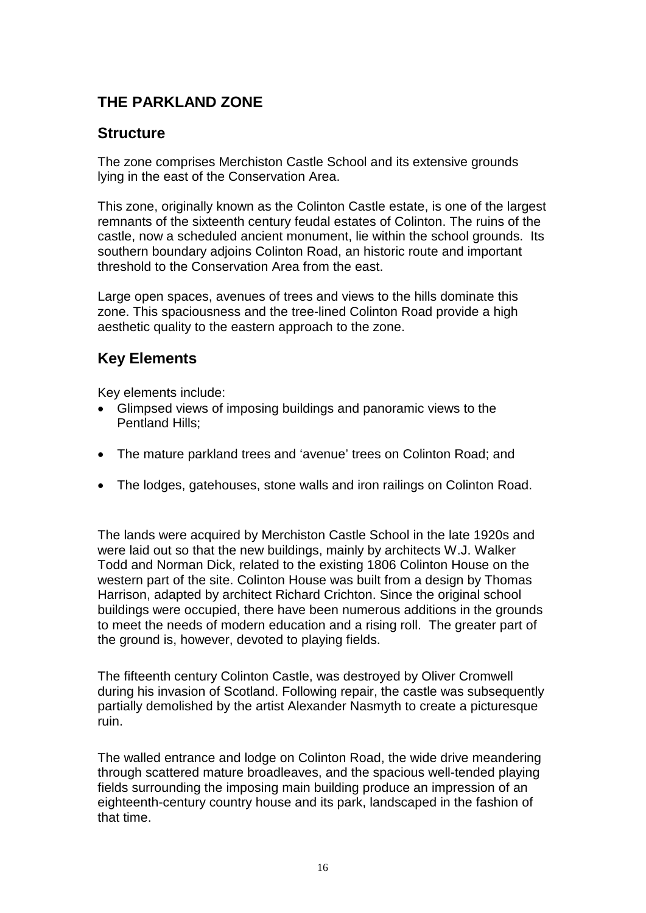## THE PARKLAND ZONE

### Structure

The zone comprises Merchiston Castle School and its extensive grounds lying in the east of the Conservation Area.

This zone, originally known as the Colinton Castle estate, is one of the largest remnants of the sixteenth century feudal estates of Colinton. The ruins of the castle, now a scheduled ancient monument, lie within the school grounds. Its southern boundary adjoins Colinton Road, an historic route and important threshold to the Conservation Area from the east.

Large open spaces, avenues of trees and views to the hills dominate this zone. This spaciousness and the tree-lined Colinton Road provide a high aesthetic quality to the eastern approach to the zone.

### Key Elements

Key elements include:

- Glimpsed views of imposing buildings and panoramic views to the Pentland Hills;
- The mature parkland trees and 'avenue' trees on Colinton Road; and
- The lodges, gatehouses, stone walls and iron railings on Colinton Road.

The lands were acquired by Merchiston Castle School in the late 1920s and were laid out so that the new buildings, mainly by architects W.J. Walker Todd and Norman Dick, related to the existing 1806 Colinton House on the western part of the site. Colinton House was built from a design by Thomas Harrison, adapted by architect Richard Crichton. Since the original school buildings were occupied, there have been numerous additions in the grounds to meet the needs of modern education and a rising roll. The greater part of the ground is, however, devoted to playing fields.

The fifteenth century Colinton Castle, was destroyed by Oliver Cromwell during his invasion of Scotland. Following repair, the castle was subsequently partially demolished by the artist Alexander Nasmyth to create a picturesque ruin.

The walled entrance and lodge on Colinton Road, the wide drive meandering through scattered mature broadleaves, and the spacious well-tended playing fields surrounding the imposing main building produce an impression of an eighteenth-century country house and its park, landscaped in the fashion of that time.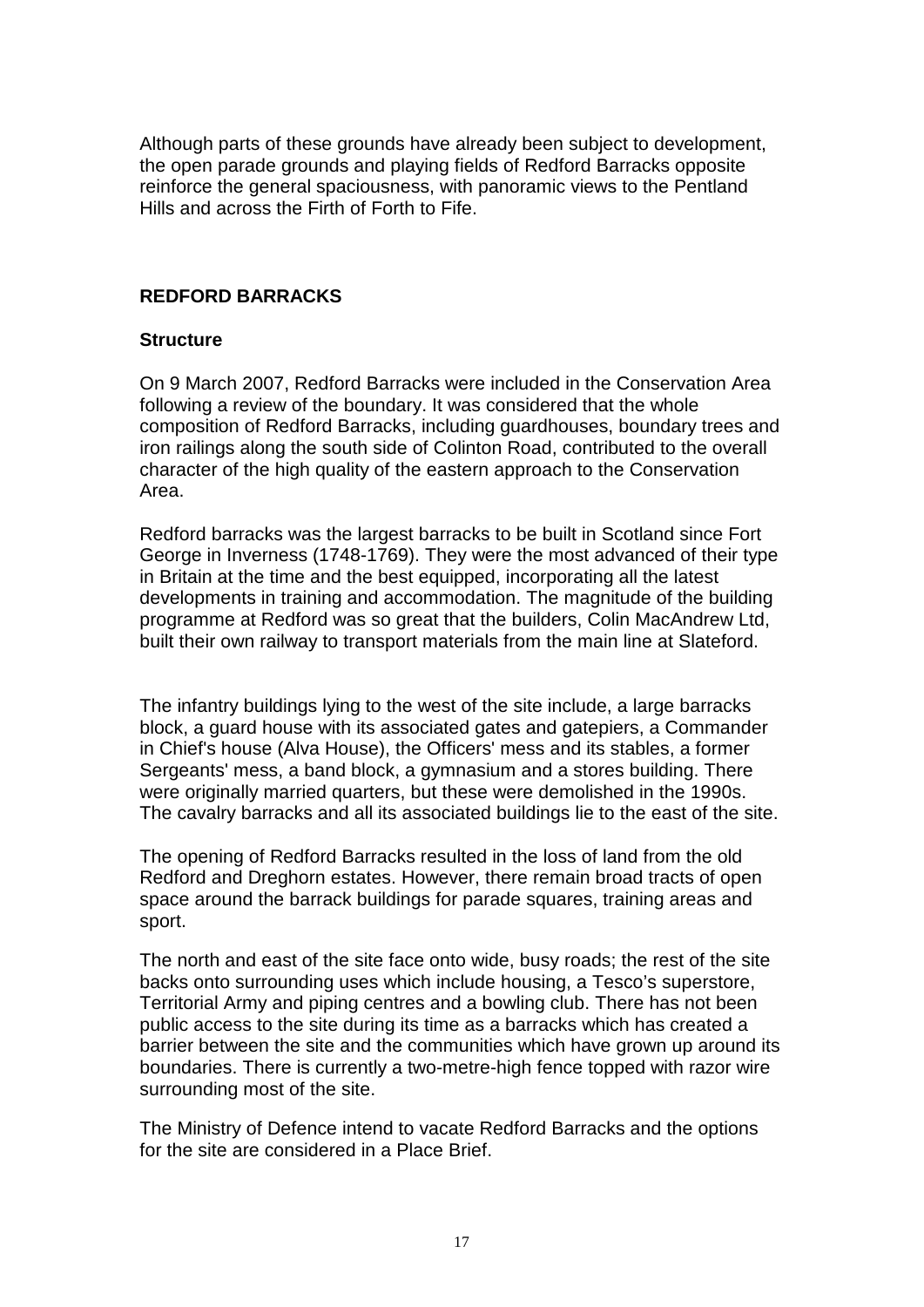Although parts of these grounds have already been subject to development, the open parade grounds and playing fields of Redford Barracks opposite reinforce the general spaciousness, with panoramic views to the Pentland Hills and across the Firth of Forth to Fife.

## REDFORD BARRACKS

### Structure

On 9 March 2007, Redford Barracks were included in the Conservation Area following a review of the boundary. It was considered that the whole composition of Redford Barracks, including guardhouses, boundary trees and iron railings along the south side of Colinton Road, contributed to the overall character of the high quality of the eastern approach to the Conservation Area.

Redford barracks was the largest barracks to be built in Scotland since Fort George in Inverness (1748-1769). They were the most advanced of their type in Britain at the time and the best equipped, incorporating all the latest developments in training and accommodation. The magnitude of the building programme at Redford was so great that the builders, Colin MacAndrew Ltd, built their own railway to transport materials from the main line at Slateford.

The infantry buildings lying to the west of the site include, a large barracks block, a guard house with its associated gates and gatepiers, a Commander in Chief's house (Alva House), the Officers' mess and its stables, a former Sergeants' mess, a band block, a gymnasium and a stores building. There were originally married quarters, but these were demolished in the 1990s. The cavalry barracks and all its associated buildings lie to the east of the site.

The opening of Redford Barracks resulted in the loss of land from the old Redford and Dreghorn estates. However, there remain broad tracts of open space around the barrack buildings for parade squares, training areas and sport.

The north and east of the site face onto wide, busy roads; the rest of the site backs onto surrounding uses which include housing, a Tesco's superstore, Territorial Army and piping centres and a bowling club. There has not been public access to the site during its time as a barracks which has created a barrier between the site and the communities which have grown up around its boundaries. There is currently a two-metre-high fence topped with razor wire surrounding most of the site.

The Ministry of Defence intend to vacate Redford Barracks and the options for the site are considered in a Place Brief.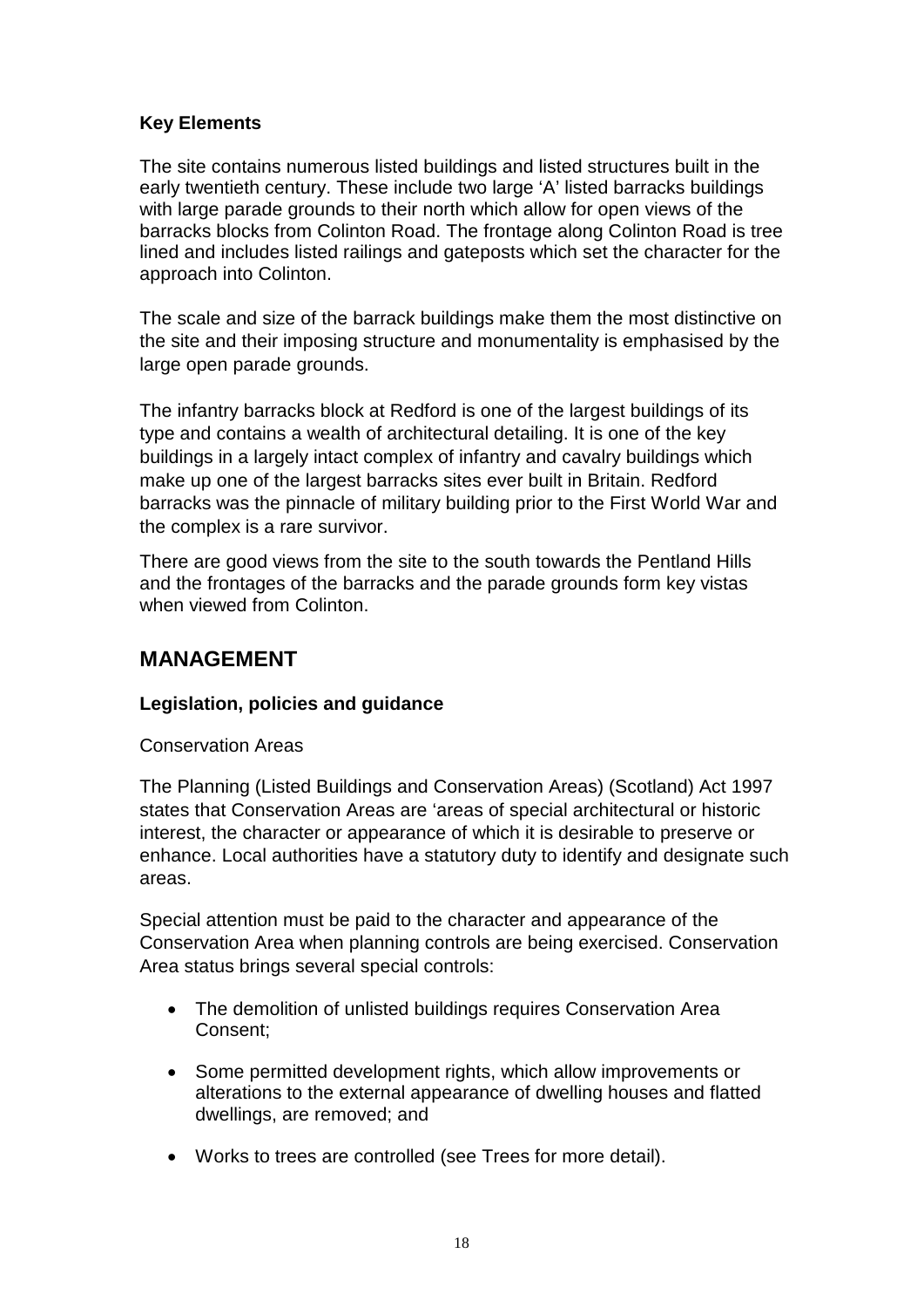### Key Elements

The site contains numerous listed buildings and listed structures built in the early twentieth century. These include two large 'A' listed barracks buildings with large parade grounds to their north which allow for open views of the barracks blocks from Colinton Road. The frontage along Colinton Road is tree lined and includes listed railings and gateposts which set the character for the approach into Colinton.

The scale and size of the barrack buildings make them the most distinctive on the site and their imposing structure and monumentality is emphasised by the large open parade grounds.

The infantry barracks block at Redford is one of the largest buildings of its type and contains a wealth of architectural detailing. It is one of the key buildings in a largely intact complex of infantry and cavalry buildings which make up one of the largest barracks sites ever built in Britain. Redford barracks was the pinnacle of military building prior to the First World War and the complex is a rare survivor.

There are good views from the site to the south towards the Pentland Hills and the frontages of the barracks and the parade grounds form key vistas when viewed from Colinton.

## MANAGEMENT

### Legislation, policies and guidance

Conservation Areas

The Planning (Listed Buildings and Conservation Areas) (Scotland) Act 1997 states that Conservation Areas are 'areas of special architectural or historic interest, the character or appearance of which it is desirable to preserve or enhance. Local authorities have a statutory duty to identify and designate such areas.

Special attention must be paid to the character and appearance of the Conservation Area when planning controls are being exercised. Conservation Area status brings several special controls:

- The demolition of unlisted buildings requires Conservation Area Consent;
- Some permitted development rights, which allow improvements or alterations to the external appearance of dwelling houses and flatted dwellings, are removed; and
- Works to trees are controlled (see Trees for more detail).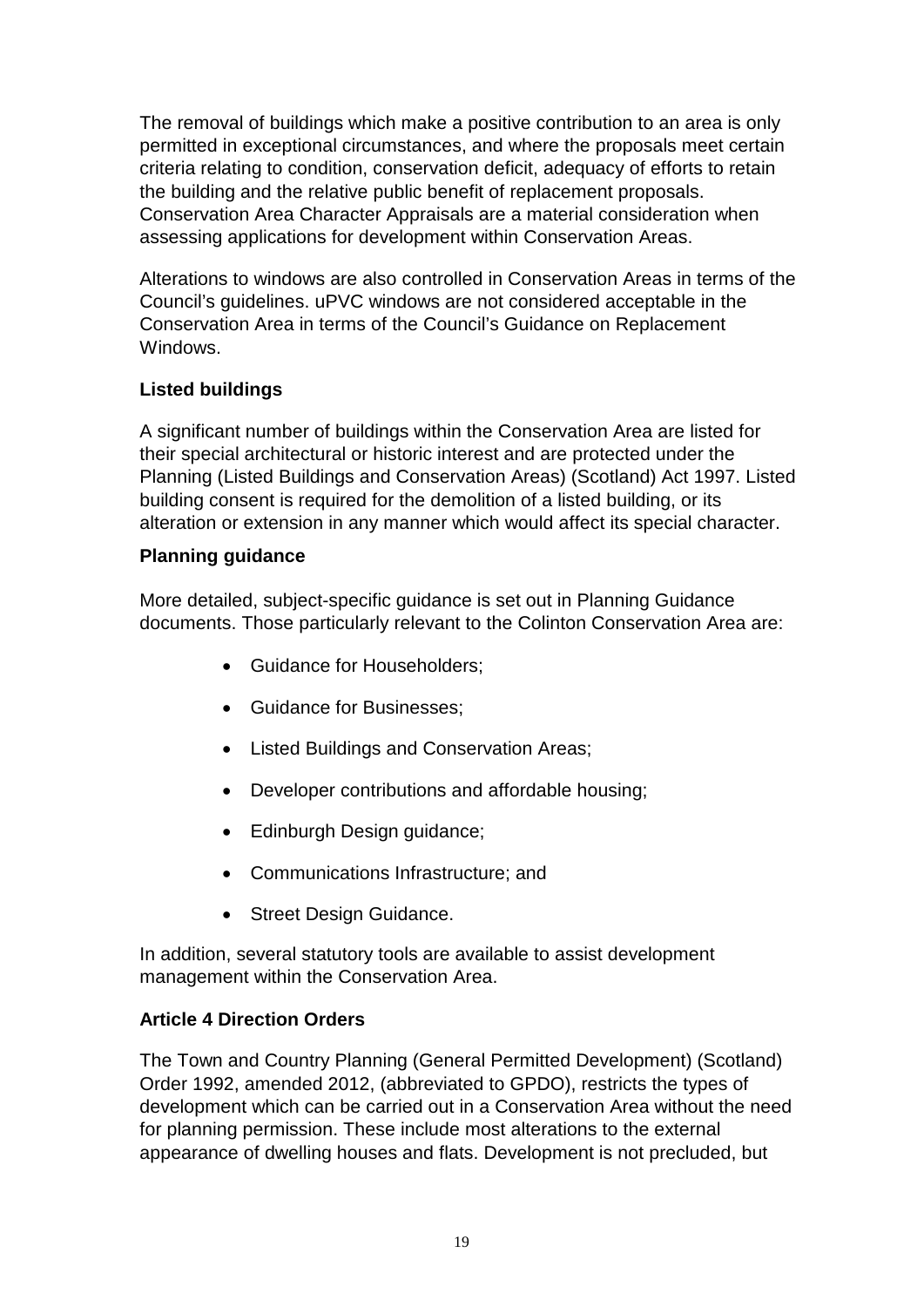The removal of buildings which make a positive contribution to an area is only permitted in exceptional circumstances, and where the proposals meet certain criteria relating to condition, conservation deficit, adequacy of efforts to retain the building and the relative public benefit of replacement proposals. Conservation Area Character Appraisals are a material consideration when assessing applications for development within Conservation Areas.

Alterations to windows are also controlled in Conservation Areas in terms of the Council's guidelines. uPVC windows are not considered acceptable in the Conservation Area in terms of the Council's Guidance on Replacement Windows.

**Listed buildings**

A significant number of buildings within the Conservation Area are listed for their special architectural or historic interest and are protected under the Planning (Listed Buildings and Conservation Areas) (Scotland) Act 1997. Listed building consent is required for the demolition of a listed building, or its alteration or extension in any manner which would affect its special character.

**Planning guidance**

More detailed, subject-specific guidance is set out in Planning Guidance documents. Those particularly relevant to the Colinton Conservation Area are:

- Guidance for Householders;
- Guidance for Businesses;
- Listed Buildings and Conservation Areas;
- Developer contributions and affordable housing;
- Edinburgh Design guidance;
- Communications Infrastructure; and
- Street Design Guidance.

In addition, several statutory tools are available to assist development management within the Conservation Area.

**Article 4 Direction Orders**

The Town and Country Planning (General Permitted Development) (Scotland) Order 1992, amended 2012, (abbreviated to GPDO), restricts the types of development which can be carried out in a Conservation Area without the need for planning permission. These include most alterations to the external appearance of dwelling houses and flats. Development is not precluded, but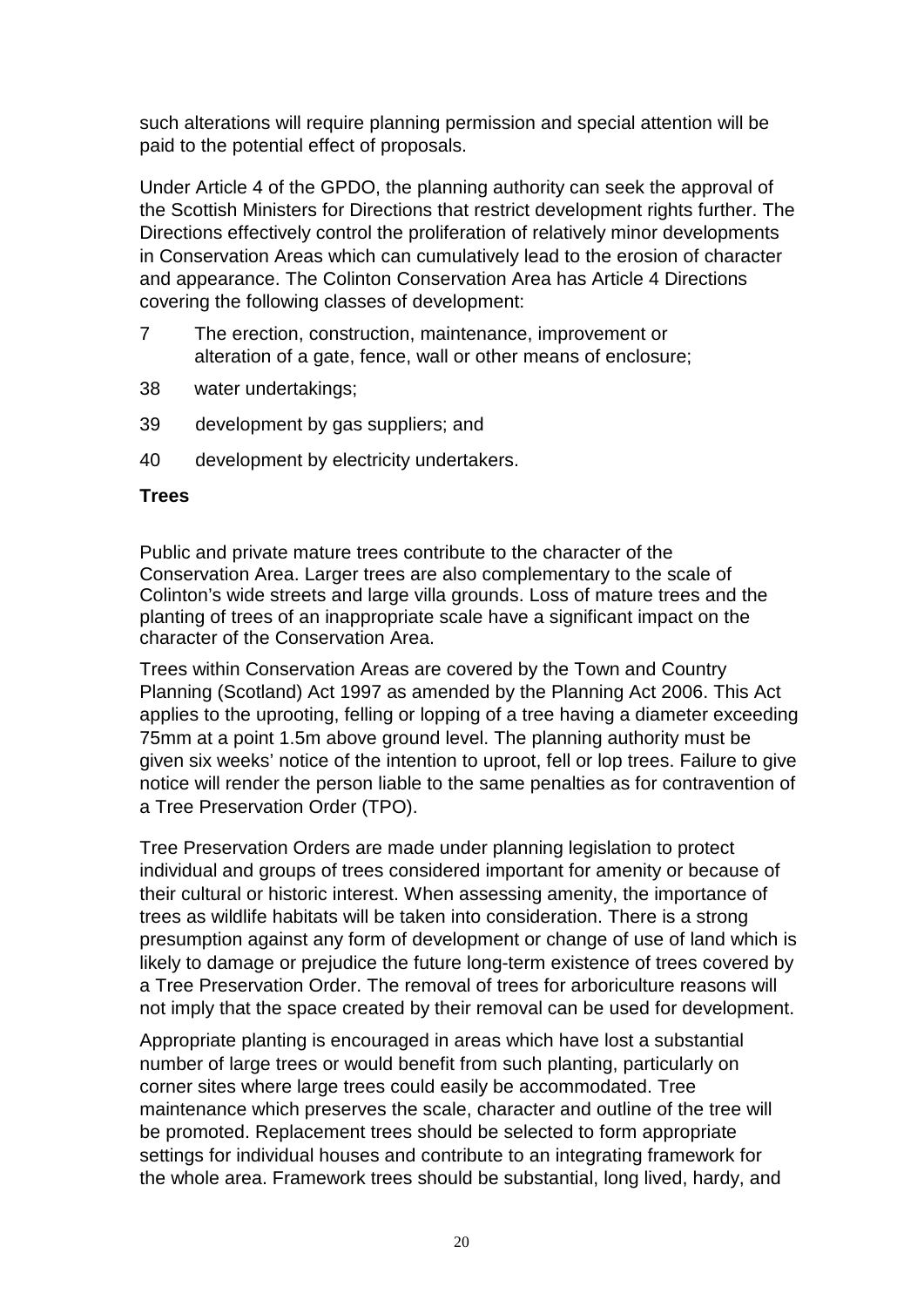such alterations will require planning permission and special attention will be paid to the potential effect of proposals.

Under Article 4 of the GPDO, the planning authority can seek the approval of the Scottish Ministers for Directions that restrict development rights further. The Directions effectively control the proliferation of relatively minor developments in Conservation Areas which can cumulatively lead to the erosion of character and appearance. The Colinton Conservation Area has Article 4 Directions covering the following classes of development:

7 The erection, construction, maintenance, improvement or alteration of a gate, fence, wall or other means of enclosure;

38 water undertakings;

39 development by gas suppliers; and

40 development by electricity undertakers.

**Trees**

Public and private mature trees contribute to the character of the Conservation Area. Larger trees are also complementary to the scale of Colinton's wide streets and large villa grounds. Loss of mature trees and the planting of trees of an inappropriate scale have a significant impact on the character of the Conservation Area.

Trees within Conservation Areas are covered by the Town and Country Planning (Scotland) Act 1997 as amended by the Planning Act 2006. This Act applies to the uprooting, felling or lopping of a tree having a diameter exceeding 75mm at a point 1.5m above ground level. The planning authority must be given six weeks' notice of the intention to uproot, fell or lop trees. Failure to give notice will render the person liable to the same penalties as for contravention of a Tree Preservation Order (TPO).

Tree Preservation Orders are made under planning legislation to protect individual and groups of trees considered important for amenity or because of their cultural or historic interest. When assessing amenity, the importance of trees as wildlife habitats will be taken into consideration. There is a strong presumption against any form of development or change of use of land which is likely to damage or prejudice the future long-term existence of trees covered by a Tree Preservation Order. The removal of trees for arboriculture reasons will not imply that the space created by their removal can be used for development.

Appropriate planting is encouraged in areas which have lost a substantial number of large trees or would benefit from such planting, particularly on corner sites where large trees could easily be accommodated. Tree maintenance which preserves the scale, character and outline of the tree will be promoted. Replacement trees should be selected to form appropriate settings for individual houses and contribute to an integrating framework for the whole area. Framework trees should be substantial, long lived, hardy, and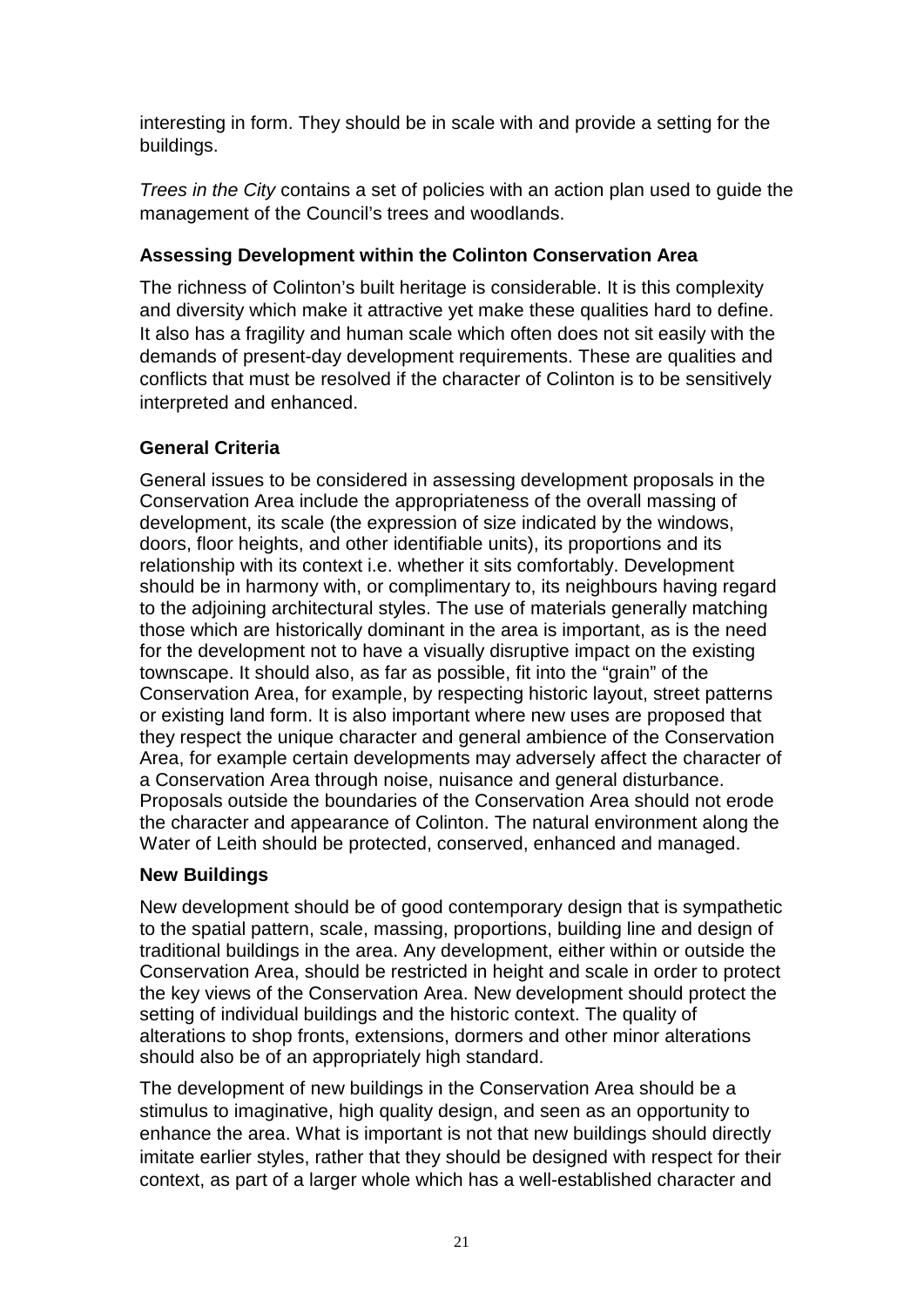interesting in form. They should be in scale with and provide a setting for the buildings.

*Trees in the City* contains a set of policies with an action plan used to guide the management of the Council's trees and woodlands.

### Assessing Development within the Colinton Conservation Area

The richness of Colinton's built heritage is considerable. It is this complexity and diversity which make it attractive yet make these qualities hard to define. It also has a fragility and human scale which often does not sit easily with the demands of present-day development requirements. These are qualities and conflicts that must be resolved if the character of Colinton is to be sensitively interpreted and enhanced.

### General Criteria

General issues to be considered in assessing development proposals in the Conservation Area include the appropriateness of the overall massing of development, its scale (the expression of size indicated by the windows, doors, floor heights, and other identifiable units), its proportions and its relationship with its context i.e. whether it sits comfortably. Development should be in harmony with, or complimentary to, its neighbours having regard to the adjoining architectural styles. The use of materials generally matching those which are historically dominant in the area is important, as is the need for the development not to have a visually disruptive impact on the existing townscape. It should also, as far as possible, fit into the "grain" of the Conservation Area, for example, by respecting historic layout, street patterns or existing land form. It is also important where new uses are proposed that they respect the unique character and general ambience of the Conservation Area, for example certain developments may adversely affect the character of a Conservation Area through noise, nuisance and general disturbance. Proposals outside the boundaries of the Conservation Area should not erode the character and appearance of Colinton. The natural environment along the Water of Leith should be protected, conserved, enhanced and managed.

### New Buildings

New development should be of good contemporary design that is sympathetic to the spatial pattern, scale, massing, proportions, building line and design of traditional buildings in the area. Any development, either within or outside the Conservation Area, should be restricted in height and scale in order to protect the key views of the Conservation Area. New development should protect the setting of individual buildings and the historic context. The quality of alterations to shop fronts, extensions, dormers and other minor alterations should also be of an appropriately high standard.

The development of new buildings in the Conservation Area should be a stimulus to imaginative, high quality design, and seen as an opportunity to enhance the area. What is important is not that new buildings should directly imitate earlier styles, rather that they should be designed with respect for their context, as part of a larger whole which has a well-established character and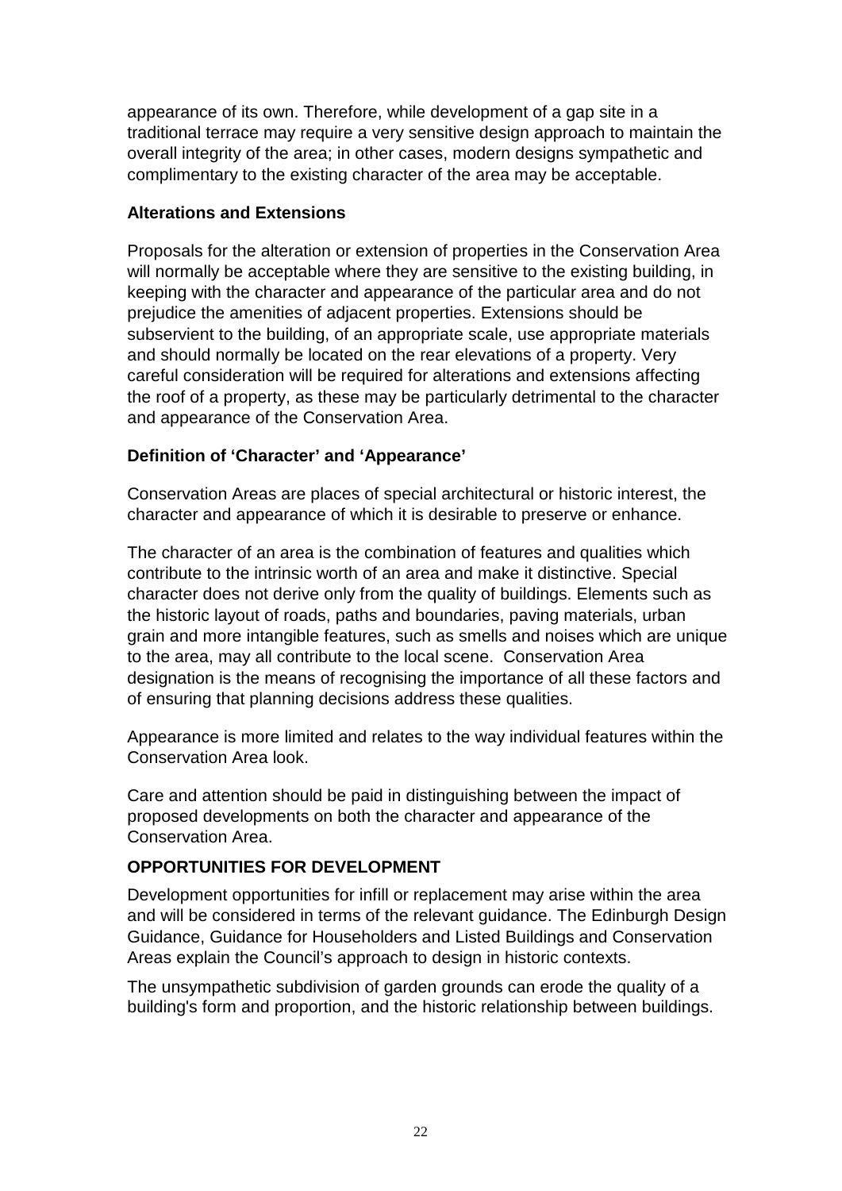appearance of its own. Therefore, while development of a gap site in a traditional terrace may require a very sensitive design approach to maintain the overall integrity of the area; in other cases, modern designs sympathetic and complimentary to the existing character of the area may be acceptable.

### Alterations and Extensions

Proposals for the alteration or extension of properties in the Conservation Area will normally be acceptable where they are sensitive to the existing building, in keeping with the character and appearance of the particular area and do not prejudice the amenities of adjacent properties. Extensions should be subservient to the building, of an appropriate scale, use appropriate materials and should normally be located on the rear elevations of a property. Very careful consideration will be required for alterations and extensions affecting the roof of a property, as these may be particularly detrimental to the character and appearance of the Conservation Area.

### Definition of 'Character' and 'Appearance'

Conservation Areas are places of special architectural or historic interest, the character and appearance of which it is desirable to preserve or enhance.

The character of an area is the combination of features and qualities which contribute to the intrinsic worth of an area and make it distinctive. Special character does not derive only from the quality of buildings. Elements such as the historic layout of roads, paths and boundaries, paving materials, urban grain and more intangible features, such as smells and noises which are unique to the area, may all contribute to the local scene. Conservation Area designation is the means of recognising the importance of all these factors and of ensuring that planning decisions address these qualities.

Appearance is more limited and relates to the way individual features within the Conservation Area look.

Care and attention should be paid in distinguishing between the impact of proposed developments on both the character and appearance of the Conservation Area.

## OPPORTUNITIES FOR DEVELOPMENT

Development opportunities for infill or replacement may arise within the area and will be considered in terms of the relevant guidance. The Edinburgh Design Guidance, Guidance for Householders and Listed Buildings and Conservation Areas explain the Council's approach to design in historic contexts.

The unsympathetic subdivision of garden grounds can erode the quality of a building's form and proportion, and the historic relationship between buildings.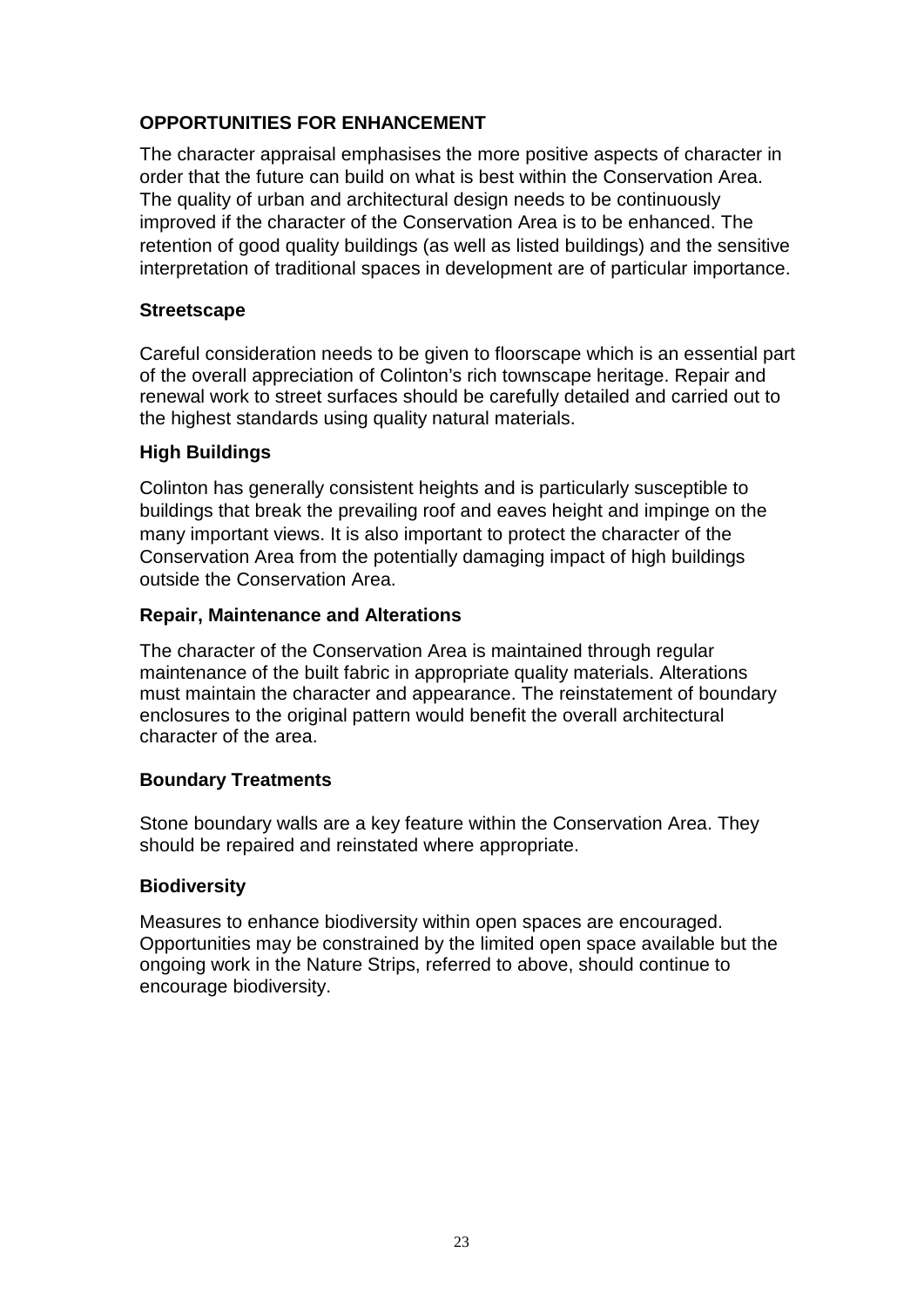## OPPORTUNITIES FOR ENHANCEMENT

The character appraisal emphasises the more positive aspects of character in order that the future can build on what is best within the Conservation Area. The quality of urban and architectural design needs to be continuously improved if the character of the Conservation Area is to be enhanced. The retention of good quality buildings (as well as listed buildings) and the sensitive interpretation of traditional spaces in development are of particular importance.

### Streetscape

Careful consideration needs to be given to floorscape which is an essential part of the overall appreciation of Colinton's rich townscape heritage. Repair and renewal work to street surfaces should be carefully detailed and carried out to the highest standards using quality natural materials.

### High Buildings

Colinton has generally consistent heights and is particularly susceptible to buildings that break the prevailing roof and eaves height and impinge on the many important views. It is also important to protect the character of the Conservation Area from the potentially damaging impact of high buildings outside the Conservation Area.

### Repair, Maintenance and Alterations

The character of the Conservation Area is maintained through regular maintenance of the built fabric in appropriate quality materials. Alterations must maintain the character and appearance. The reinstatement of boundary enclosures to the original pattern would benefit the overall architectural character of the area.

### Boundary Treatments

Stone boundary walls are a key feature within the Conservation Area. They should be repaired and reinstated where appropriate.

### Biodiversity

Measures to enhance biodiversity within open spaces are encouraged. Opportunities may be constrained by the limited open space available but the ongoing work in the Nature Strips, referred to above, should continue to encourage biodiversity.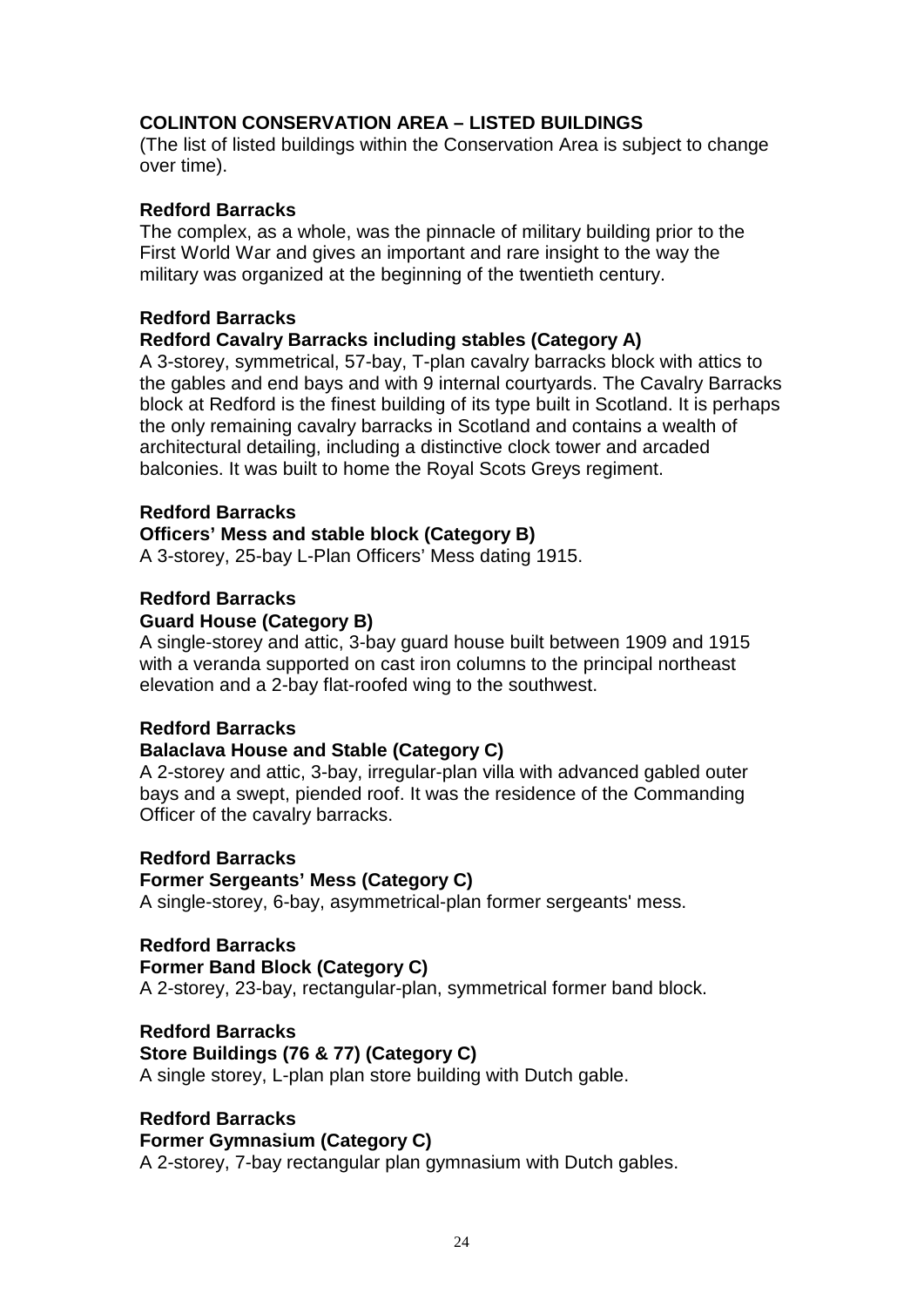## COLINTON CONSERVATION AREA – LISTED BUILDINGS

(The list of listed buildings within the Conservation Area is subject to change over time).

**Redford Barracks**

The complex, as a whole, was the pinnacle of military building prior to the First World War and gives an important and rare insight to the way the military was organized at the beginning of the twentieth century.

**Redford Barracks**
**Redford Cavalry Barracks including stables (Category A)**

A 3-storey, symmetrical, 57-bay, T-plan cavalry barracks block with attics to the gables and end bays and with 9 internal courtyards. The Cavalry Barracks block at Redford is the finest building of its type built in Scotland. It is perhaps the only remaining cavalry barracks in Scotland and contains a wealth of architectural detailing, including a distinctive clock tower and arcaded balconies. It was built to home the Royal Scots Greys regiment.

**Redford Barracks**
**Officers' Mess and stable block (Category B)**

A 3-storey, 25-bay L-Plan Officers' Mess dating 1915.

**Redford Barracks**
**Guard House (Category B)**

A single-storey and attic, 3-bay guard house built between 1909 and 1915 with a veranda supported on cast iron columns to the principal northeast elevation and a 2-bay flat-roofed wing to the southwest.

**Redford Barracks**
**Balaclava House and Stable (Category C)**

A 2-storey and attic, 3-bay, irregular-plan villa with advanced gabled outer bays and a swept, piended roof. It was the residence of the Commanding Officer of the cavalry barracks.

**Redford Barracks**
**Former Sergeants' Mess (Category C)**

A single-storey, 6-bay, asymmetrical-plan former sergeants' mess.

**Redford Barracks**
**Former Band Block (Category C)**

A 2-storey, 23-bay, rectangular-plan, symmetrical former band block.

**Redford Barracks**
**Store Buildings (76 & 77) (Category C)**

A single storey, L-plan plan store building with Dutch gable.

**Redford Barracks**
**Former Gymnasium (Category C)**

A 2-storey, 7-bay rectangular plan gymnasium with Dutch gables.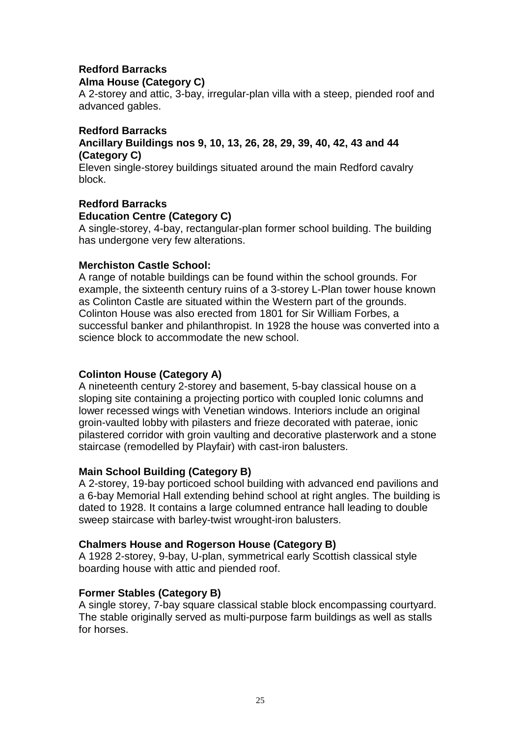**Redford Barracks**
**Alma House (Category C)**

A 2-storey and attic, 3-bay, irregular-plan villa with a steep, piended roof and advanced gables.

**Redford Barracks**
**Ancillary Buildings nos 9, 10, 13, 26, 28, 29, 39, 40, 42, 43 and 44 (Category C)**

Eleven single-storey buildings situated around the main Redford cavalry block.

**Redford Barracks**
**Education Centre (Category C)**

A single-storey, 4-bay, rectangular-plan former school building. The building has undergone very few alterations.

**Merchiston Castle School:**

A range of notable buildings can be found within the school grounds. For example, the sixteenth century ruins of a 3-storey L-Plan tower house known as Colinton Castle are situated within the Western part of the grounds. Colinton House was also erected from 1801 for Sir William Forbes, a successful banker and philanthropist. In 1928 the house was converted into a science block to accommodate the new school.

**Colinton House (Category A)**

A nineteenth century 2-storey and basement, 5-bay classical house on a sloping site containing a projecting portico with coupled Ionic columns and lower recessed wings with Venetian windows. Interiors include an original groin-vaulted lobby with pilasters and frieze decorated with paterae, ionic pilastered corridor with groin vaulting and decorative plasterwork and a stone staircase (remodelled by Playfair) with cast-iron balusters.

**Main School Building (Category B)**

A 2-storey, 19-bay porticoed school building with advanced end pavilions and a 6-bay Memorial Hall extending behind school at right angles. The building is dated to 1928. It contains a large columned entrance hall leading to double sweep staircase with barley-twist wrought-iron balusters.

**Chalmers House and Rogerson House (Category B)**

A 1928 2-storey, 9-bay, U-plan, symmetrical early Scottish classical style boarding house with attic and piended roof.

**Former Stables (Category B)**

A single storey, 7-bay square classical stable block encompassing courtyard. The stable originally served as multi-purpose farm buildings as well as stalls for horses.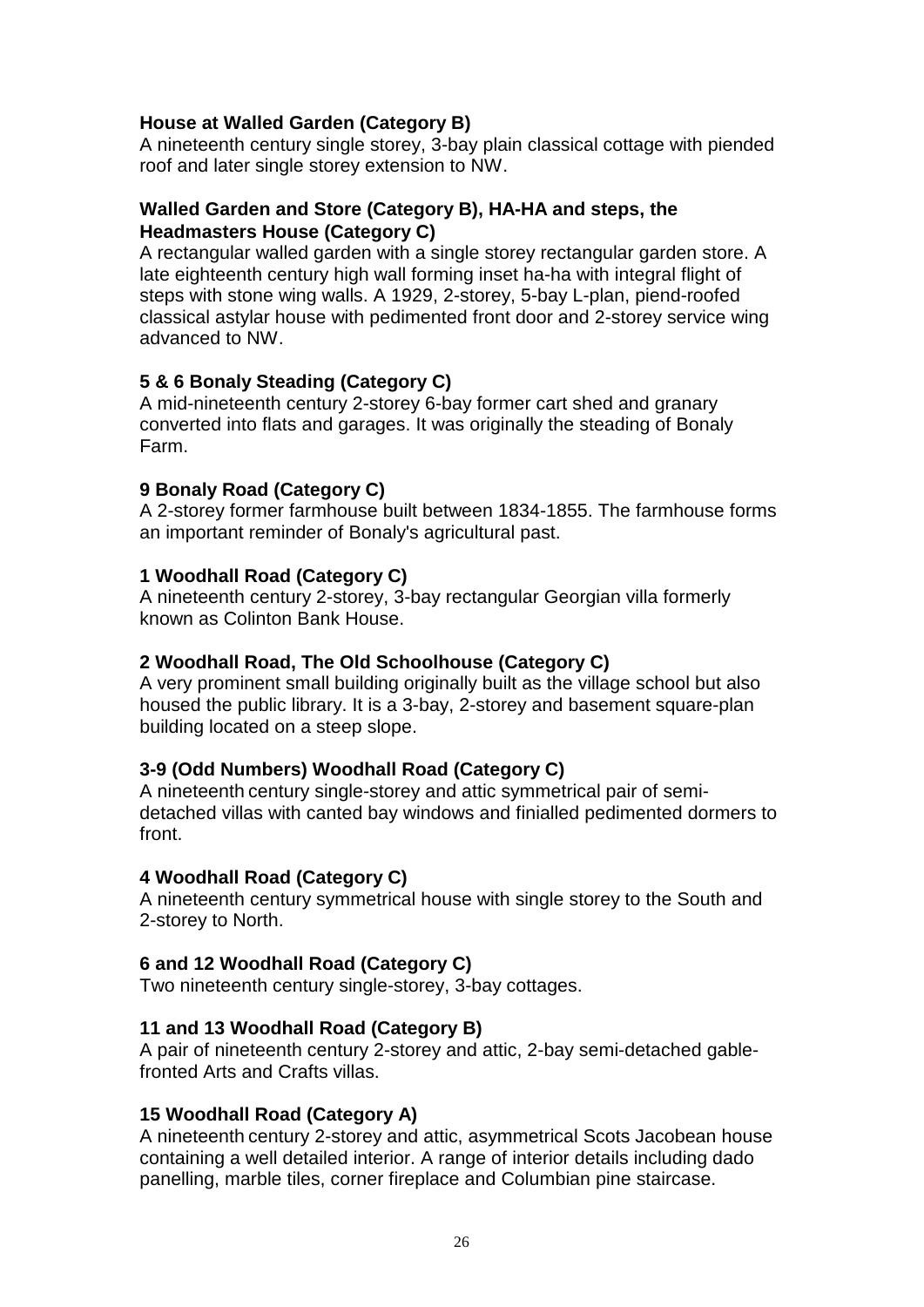**House at Walled Garden (Category B)**
A nineteenth century single storey, 3-bay plain classical cottage with piended roof and later single storey extension to NW.

**Walled Garden and Store (Category B), HA-HA and steps, the Headmasters House (Category C)**
A rectangular walled garden with a single storey rectangular garden store. A late eighteenth century high wall forming inset ha-ha with integral flight of steps with stone wing walls. A 1929, 2-storey, 5-bay L-plan, piend-roofed classical astylar house with pedimented front door and 2-storey service wing advanced to NW.

**5 & 6 Bonaly Steading (Category C)**
A mid-nineteenth century 2-storey 6-bay former cart shed and granary converted into flats and garages. It was originally the steading of Bonaly Farm.

**9 Bonaly Road (Category C)**
A 2-storey former farmhouse built between 1834-1855. The farmhouse forms an important reminder of Bonaly's agricultural past.

**1 Woodhall Road (Category C)**
A nineteenth century 2-storey, 3-bay rectangular Georgian villa formerly known as Colinton Bank House.

**2 Woodhall Road, The Old Schoolhouse (Category C)**
A very prominent small building originally built as the village school but also housed the public library. It is a 3-bay, 2-storey and basement square-plan building located on a steep slope.

**3-9 (Odd Numbers) Woodhall Road (Category C)**
A nineteenth century single-storey and attic symmetrical pair of semi-detached villas with canted bay windows and finialled pedimented dormers to front.

**4 Woodhall Road (Category C)**
A nineteenth century symmetrical house with single storey to the South and 2-storey to North.

**6 and 12 Woodhall Road (Category C)**
Two nineteenth century single-storey, 3-bay cottages.

**11 and 13 Woodhall Road (Category B)**
A pair of nineteenth century 2-storey and attic, 2-bay semi-detached gable-fronted Arts and Crafts villas.

**15 Woodhall Road (Category A)**
A nineteenth century 2-storey and attic, asymmetrical Scots Jacobean house containing a well detailed interior. A range of interior details including dado panelling, marble tiles, corner fireplace and Columbian pine staircase.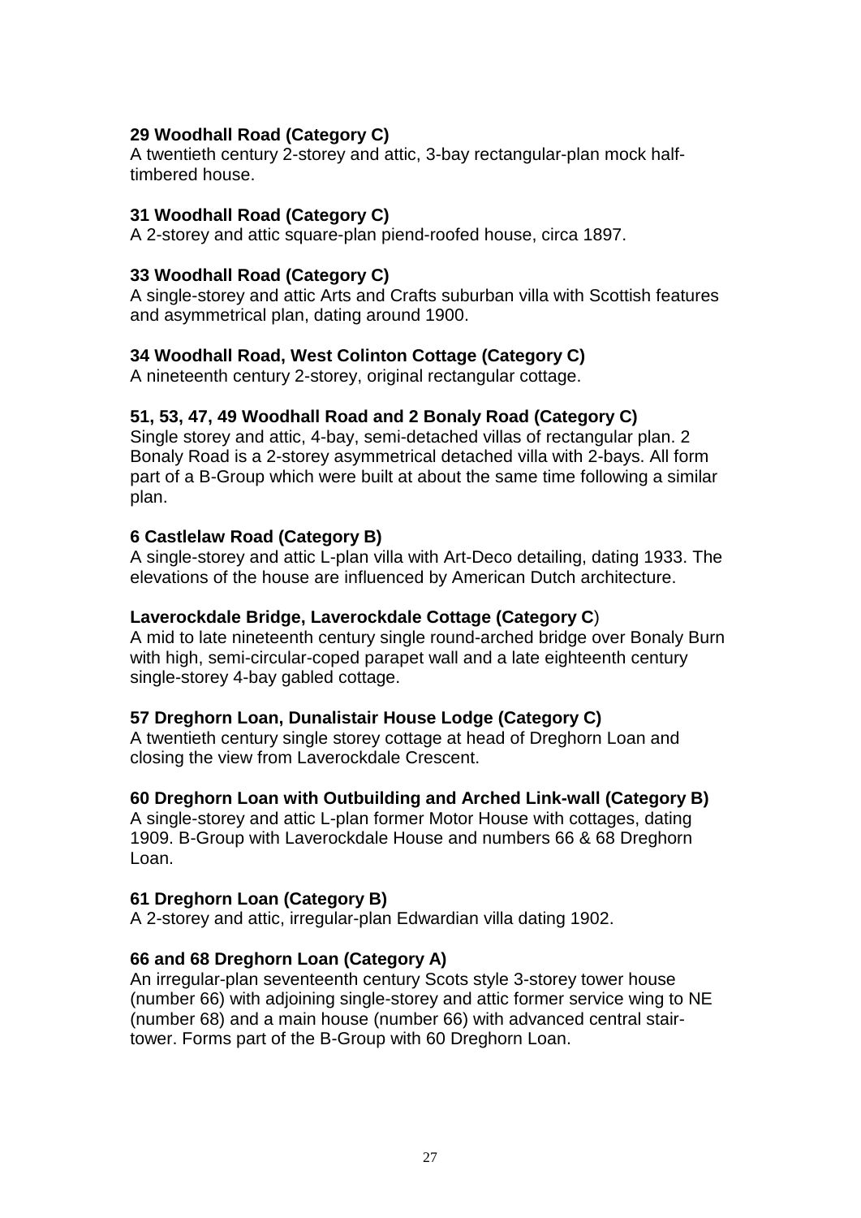**29 Woodhall Road (Category C)**
A twentieth century 2-storey and attic, 3-bay rectangular-plan mock half-timbered house.

**31 Woodhall Road (Category C)**
A 2-storey and attic square-plan piend-roofed house, circa 1897.

**33 Woodhall Road (Category C)**
A single-storey and attic Arts and Crafts suburban villa with Scottish features and asymmetrical plan, dating around 1900.

**34 Woodhall Road, West Colinton Cottage (Category C)**
A nineteenth century 2-storey, original rectangular cottage.

**51, 53, 47, 49 Woodhall Road and 2 Bonaly Road (Category C)**
Single storey and attic, 4-bay, semi-detached villas of rectangular plan. 2 Bonaly Road is a 2-storey asymmetrical detached villa with 2-bays. All form part of a B-Group which were built at about the same time following a similar plan.

**6 Castlelaw Road (Category B)**
A single-storey and attic L-plan villa with Art-Deco detailing, dating 1933. The elevations of the house are influenced by American Dutch architecture.

**Laverockdale Bridge, Laverockdale Cottage (Category C)**
A mid to late nineteenth century single round-arched bridge over Bonaly Burn with high, semi-circular-coped parapet wall and a late eighteenth century single-storey 4-bay gabled cottage.

**57 Dreghorn Loan, Dunalistair House Lodge (Category C)**
A twentieth century single storey cottage at head of Dreghorn Loan and closing the view from Laverockdale Crescent.

**60 Dreghorn Loan with Outbuilding and Arched Link-wall (Category B)**
A single-storey and attic L-plan former Motor House with cottages, dating 1909. B-Group with Laverockdale House and numbers 66 & 68 Dreghorn Loan.

**61 Dreghorn Loan (Category B)**
A 2-storey and attic, irregular-plan Edwardian villa dating 1902.

**66 and 68 Dreghorn Loan (Category A)**
An irregular-plan seventeenth century Scots style 3-storey tower house (number 66) with adjoining single-storey and attic former service wing to NE (number 68) and a main house (number 66) with advanced central stair-tower. Forms part of the B-Group with 60 Dreghorn Loan.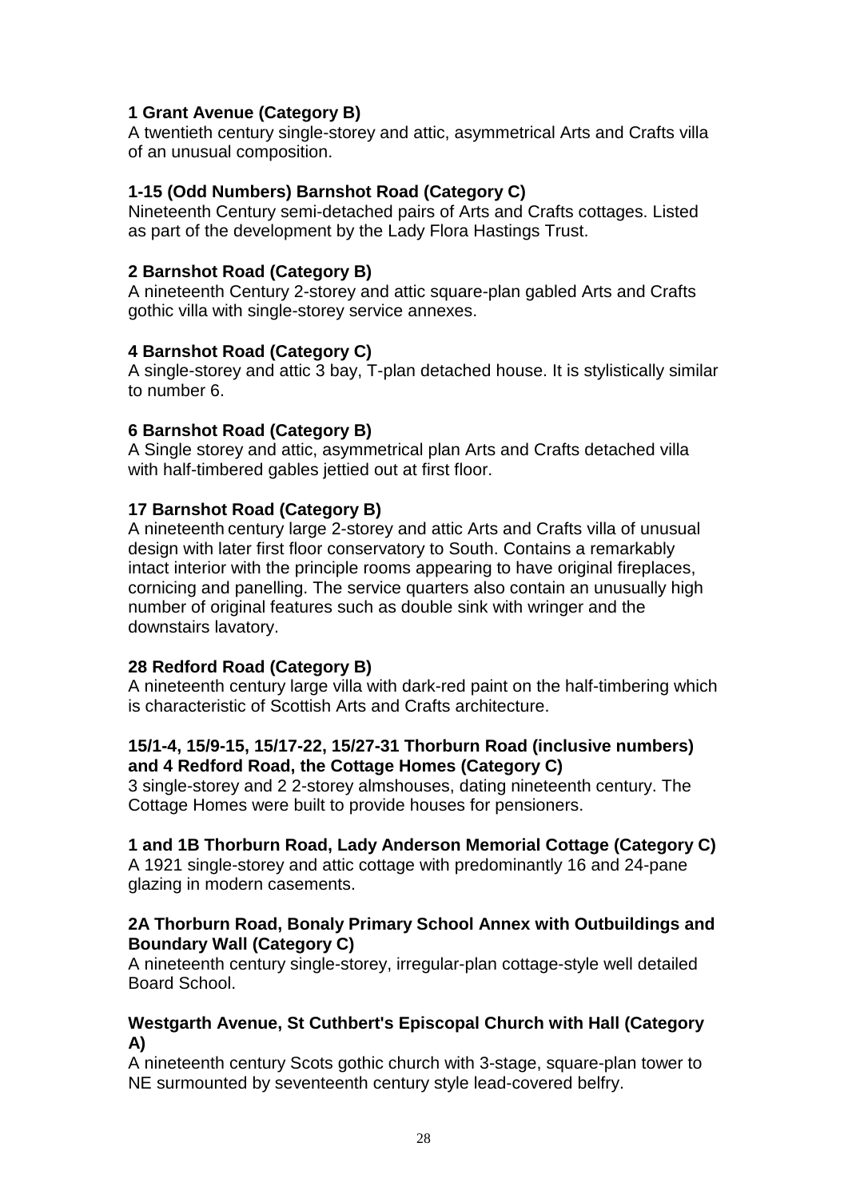**1 Grant Avenue (Category B)**
A twentieth century single-storey and attic, asymmetrical Arts and Crafts villa of an unusual composition.

**1-15 (Odd Numbers) Barnshot Road (Category C)**
Nineteenth Century semi-detached pairs of Arts and Crafts cottages. Listed as part of the development by the Lady Flora Hastings Trust.

**2 Barnshot Road (Category B)**
A nineteenth Century 2-storey and attic square-plan gabled Arts and Crafts gothic villa with single-storey service annexes.

**4 Barnshot Road (Category C)**
A single-storey and attic 3 bay, T-plan detached house. It is stylistically similar to number 6.

**6 Barnshot Road (Category B)**
A Single storey and attic, asymmetrical plan Arts and Crafts detached villa with half-timbered gables jettied out at first floor.

**17 Barnshot Road (Category B)**
A nineteenth century large 2-storey and attic Arts and Crafts villa of unusual design with later first floor conservatory to South. Contains a remarkably intact interior with the principle rooms appearing to have original fireplaces, cornicing and panelling. The service quarters also contain an unusually high number of original features such as double sink with wringer and the downstairs lavatory.

**28 Redford Road (Category B)**
A nineteenth century large villa with dark-red paint on the half-timbering which is characteristic of Scottish Arts and Crafts architecture.

**15/1-4, 15/9-15, 15/17-22, 15/27-31 Thorburn Road (inclusive numbers) and 4 Redford Road, the Cottage Homes (Category C)**
3 single-storey and 2 2-storey almshouses, dating nineteenth century. The Cottage Homes were built to provide houses for pensioners.

**1 and 1B Thorburn Road, Lady Anderson Memorial Cottage (Category C)**
A 1921 single-storey and attic cottage with predominantly 16 and 24-pane glazing in modern casements.

**2A Thorburn Road, Bonaly Primary School Annex with Outbuildings and Boundary Wall (Category C)**
A nineteenth century single-storey, irregular-plan cottage-style well detailed Board School.

**Westgarth Avenue, St Cuthbert's Episcopal Church with Hall (Category A)**
A nineteenth century Scots gothic church with 3-stage, square-plan tower to NE surmounted by seventeenth century style lead-covered belfry.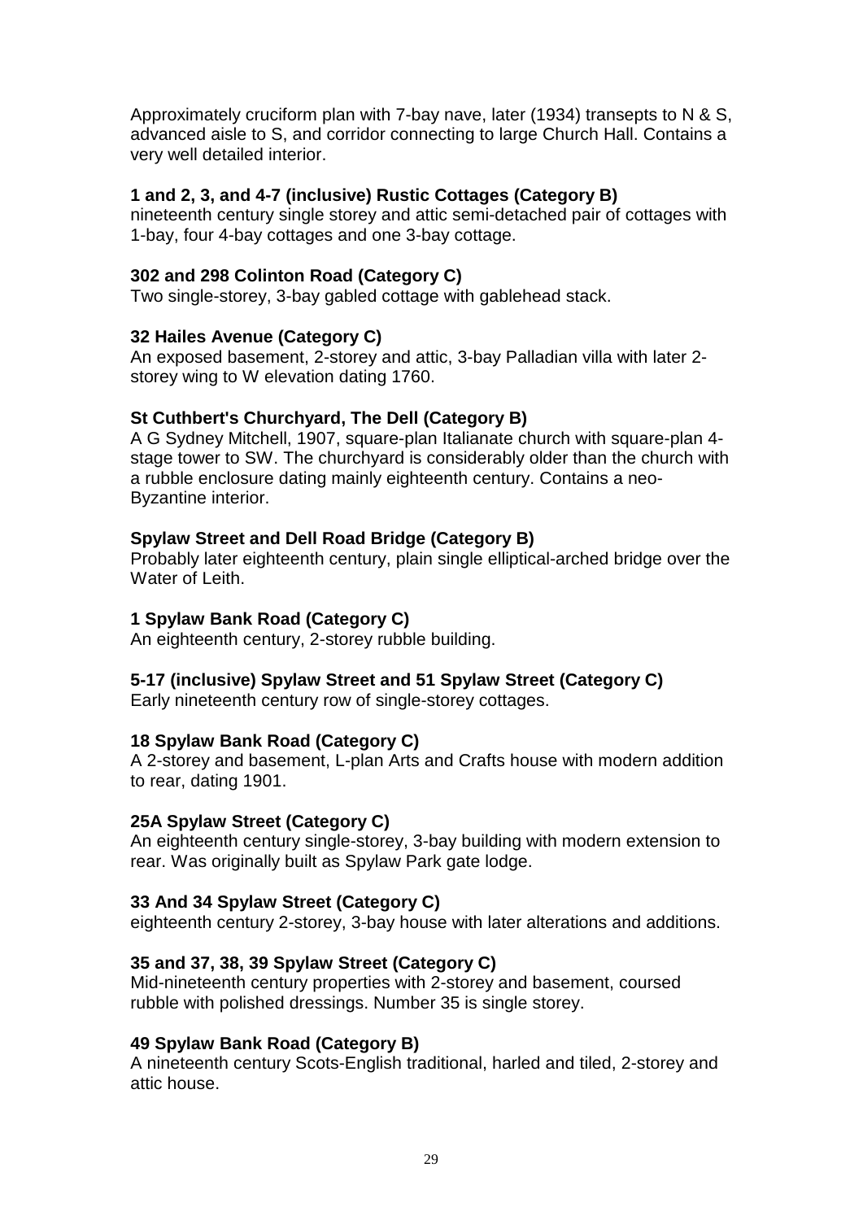Approximately cruciform plan with 7-bay nave, later (1934) transepts to N & S, advanced aisle to S, and corridor connecting to large Church Hall. Contains a very well detailed interior.

**1 and 2, 3, and 4-7 (inclusive) Rustic Cottages (Category B)**
nineteenth century single storey and attic semi-detached pair of cottages with 1-bay, four 4-bay cottages and one 3-bay cottage.

**302 and 298 Colinton Road (Category C)**
Two single-storey, 3-bay gabled cottage with gablehead stack.

**32 Hailes Avenue (Category C)**
An exposed basement, 2-storey and attic, 3-bay Palladian villa with later 2-storey wing to W elevation dating 1760.

**St Cuthbert's Churchyard, The Dell (Category B)**
A G Sydney Mitchell, 1907, square-plan Italianate church with square-plan 4-stage tower to SW. The churchyard is considerably older than the church with a rubble enclosure dating mainly eighteenth century. Contains a neo-Byzantine interior.

**Spylaw Street and Dell Road Bridge (Category B)**
Probably later eighteenth century, plain single elliptical-arched bridge over the Water of Leith.

**1 Spylaw Bank Road (Category C)**
An eighteenth century, 2-storey rubble building.

**5-17 (inclusive) Spylaw Street and 51 Spylaw Street (Category C)**
Early nineteenth century row of single-storey cottages.

**18 Spylaw Bank Road (Category C)**
A 2-storey and basement, L-plan Arts and Crafts house with modern addition to rear, dating 1901.

**25A Spylaw Street (Category C)**
An eighteenth century single-storey, 3-bay building with modern extension to rear. Was originally built as Spylaw Park gate lodge.

**33 And 34 Spylaw Street (Category C)**
eighteenth century 2-storey, 3-bay house with later alterations and additions.

**35 and 37, 38, 39 Spylaw Street (Category C)**
Mid-nineteenth century properties with 2-storey and basement, coursed rubble with polished dressings. Number 35 is single storey.

**49 Spylaw Bank Road (Category B)**
A nineteenth century Scots-English traditional, harled and tiled, 2-storey and attic house.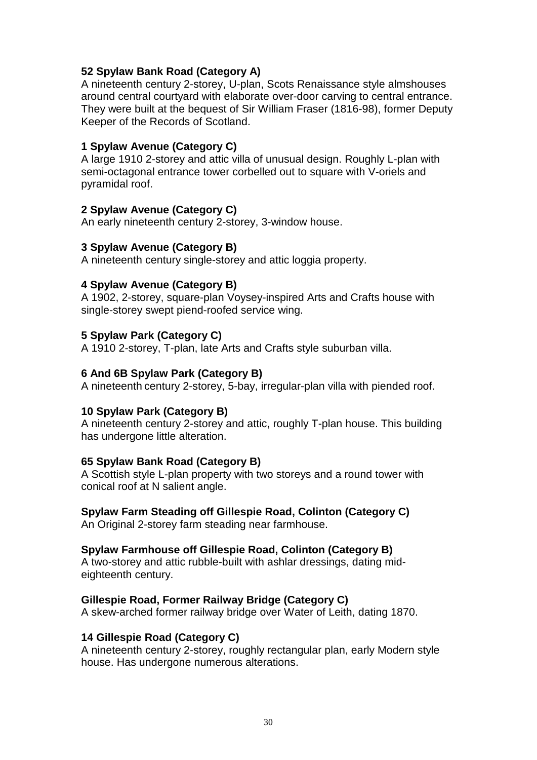**52 Spylaw Bank Road (Category A)**
A nineteenth century 2-storey, U-plan, Scots Renaissance style almshouses around central courtyard with elaborate over-door carving to central entrance. They were built at the bequest of Sir William Fraser (1816-98), former Deputy Keeper of the Records of Scotland.

**1 Spylaw Avenue (Category C)**
A large 1910 2-storey and attic villa of unusual design. Roughly L-plan with semi-octagonal entrance tower corbelled out to square with V-oriels and pyramidal roof.

**2 Spylaw Avenue (Category C)**
An early nineteenth century 2-storey, 3-window house.

**3 Spylaw Avenue (Category B)**
A nineteenth century single-storey and attic loggia property.

**4 Spylaw Avenue (Category B)**
A 1902, 2-storey, square-plan Voysey-inspired Arts and Crafts house with single-storey swept piend-roofed service wing.

**5 Spylaw Park (Category C)**
A 1910 2-storey, T-plan, late Arts and Crafts style suburban villa.

**6 And 6B Spylaw Park (Category B)**
A nineteenth century 2-storey, 5-bay, irregular-plan villa with piended roof.

**10 Spylaw Park (Category B)**
A nineteenth century 2-storey and attic, roughly T-plan house. This building has undergone little alteration.

**65 Spylaw Bank Road (Category B)**
A Scottish style L-plan property with two storeys and a round tower with conical roof at N salient angle.

**Spylaw Farm Steading off Gillespie Road, Colinton (Category C)**
An Original 2-storey farm steading near farmhouse.

**Spylaw Farmhouse off Gillespie Road, Colinton (Category B)**
A two-storey and attic rubble-built with ashlar dressings, dating mid-eighteenth century.

**Gillespie Road, Former Railway Bridge (Category C)**
A skew-arched former railway bridge over Water of Leith, dating 1870.

**14 Gillespie Road (Category C)**
A nineteenth century 2-storey, roughly rectangular plan, early Modern style house. Has undergone numerous alterations.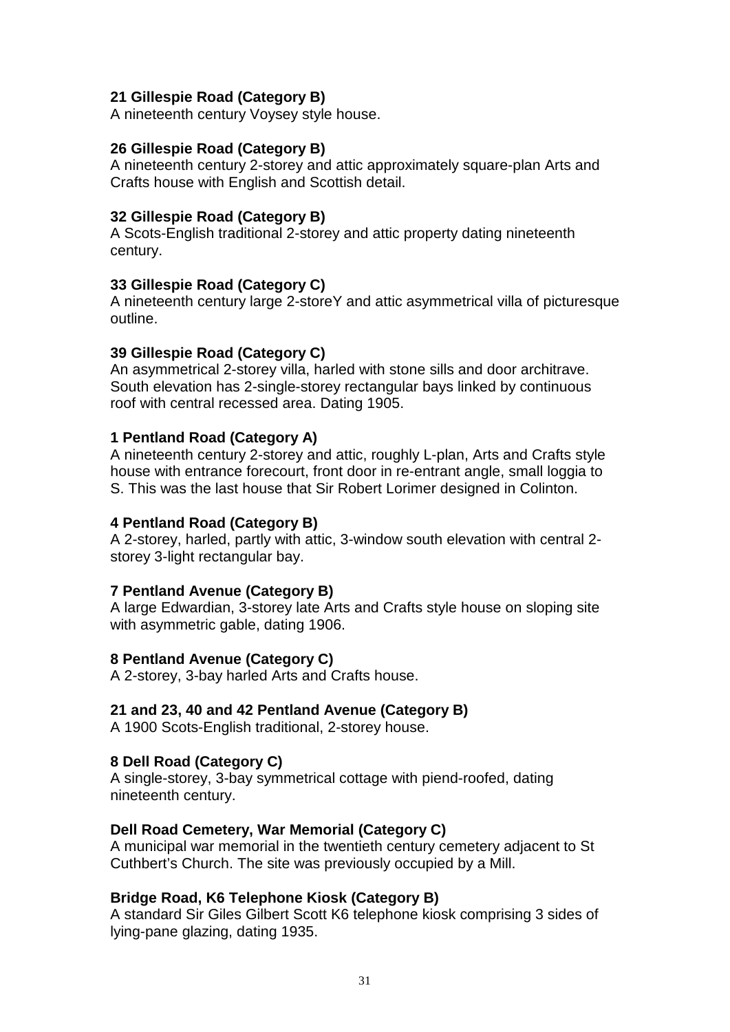**21 Gillespie Road (Category B)**
A nineteenth century Voysey style house.

**26 Gillespie Road (Category B)**
A nineteenth century 2-storey and attic approximately square-plan Arts and Crafts house with English and Scottish detail.

**32 Gillespie Road (Category B)**
A Scots-English traditional 2-storey and attic property dating nineteenth century.

**33 Gillespie Road (Category C)**
A nineteenth century large 2-storeY and attic asymmetrical villa of picturesque outline.

**39 Gillespie Road (Category C)**
An asymmetrical 2-storey villa, harled with stone sills and door architrave. South elevation has 2-single-storey rectangular bays linked by continuous roof with central recessed area. Dating 1905.

**1 Pentland Road (Category A)**
A nineteenth century 2-storey and attic, roughly L-plan, Arts and Crafts style house with entrance forecourt, front door in re-entrant angle, small loggia to S. This was the last house that Sir Robert Lorimer designed in Colinton.

**4 Pentland Road (Category B)**
A 2-storey, harled, partly with attic, 3-window south elevation with central 2-storey 3-light rectangular bay.

**7 Pentland Avenue (Category B)**
A large Edwardian, 3-storey late Arts and Crafts style house on sloping site with asymmetric gable, dating 1906.

**8 Pentland Avenue (Category C)**
A 2-storey, 3-bay harled Arts and Crafts house.

**21 and 23, 40 and 42 Pentland Avenue (Category B)**
A 1900 Scots-English traditional, 2-storey house.

**8 Dell Road (Category C)**
A single-storey, 3-bay symmetrical cottage with piend-roofed, dating nineteenth century.

**Dell Road Cemetery, War Memorial (Category C)**
A municipal war memorial in the twentieth century cemetery adjacent to St Cuthbert's Church. The site was previously occupied by a Mill.

**Bridge Road, K6 Telephone Kiosk (Category B)**
A standard Sir Giles Gilbert Scott K6 telephone kiosk comprising 3 sides of lying-pane glazing, dating 1935.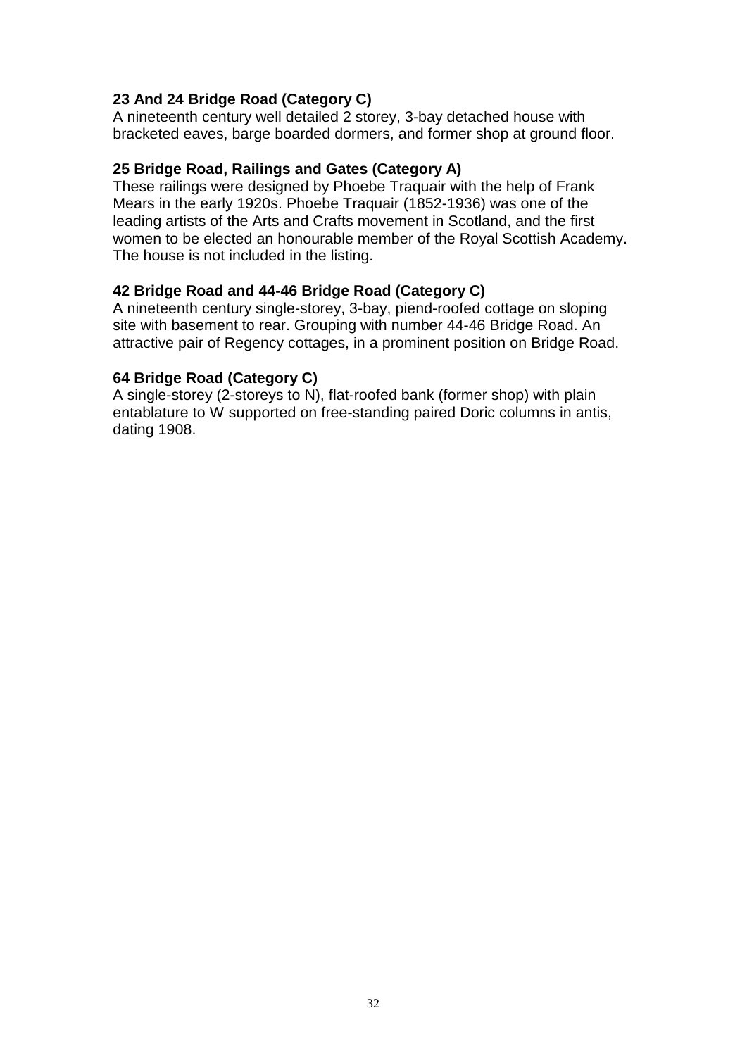**23 And 24 Bridge Road (Category C)**
A nineteenth century well detailed 2 storey, 3-bay detached house with bracketed eaves, barge boarded dormers, and former shop at ground floor.

**25 Bridge Road, Railings and Gates (Category A)**
These railings were designed by Phoebe Traquair with the help of Frank Mears in the early 1920s. Phoebe Traquair (1852-1936) was one of the leading artists of the Arts and Crafts movement in Scotland, and the first women to be elected an honourable member of the Royal Scottish Academy. The house is not included in the listing.

**42 Bridge Road and 44-46 Bridge Road (Category C)**
A nineteenth century single-storey, 3-bay, piend-roofed cottage on sloping site with basement to rear. Grouping with number 44-46 Bridge Road. An attractive pair of Regency cottages, in a prominent position on Bridge Road.

**64 Bridge Road (Category C)**
A single-storey (2-storeys to N), flat-roofed bank (former shop) with plain entablature to W supported on free-standing paired Doric columns in antis, dating 1908.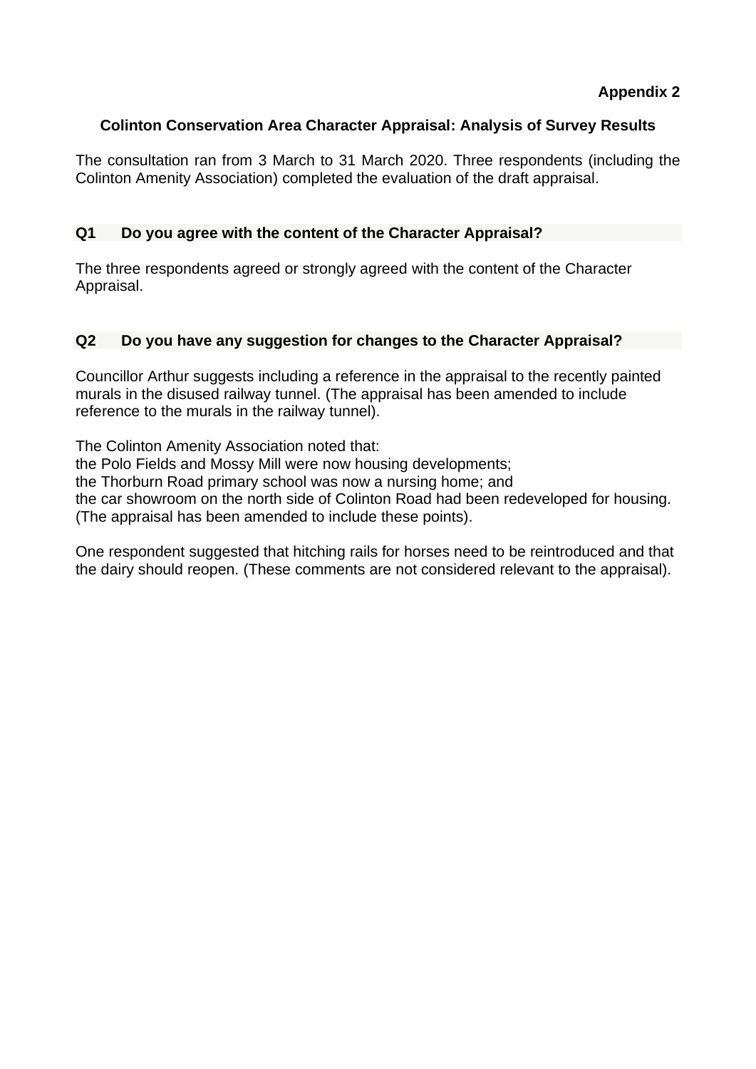**Appendix 2**

## Colinton Conservation Area Character Appraisal: Analysis of Survey Results

The consultation ran from 3 March to 31 March 2020. Three respondents (including the Colinton Amenity Association) completed the evaluation of the draft appraisal.

### Q1 Do you agree with the content of the Character Appraisal?

The three respondents agreed or strongly agreed with the content of the Character Appraisal.

### Q2 Do you have any suggestion for changes to the Character Appraisal?

Councillor Arthur suggests including a reference in the appraisal to the recently painted murals in the disused railway tunnel. (The appraisal has been amended to include reference to the murals in the railway tunnel).

The Colinton Amenity Association noted that:
the Polo Fields and Mossy Mill were now housing developments;
the Thorburn Road primary school was now a nursing home; and
the car showroom on the north side of Colinton Road had been redeveloped for housing. (The appraisal has been amended to include these points).

One respondent suggested that hitching rails for horses need to be reintroduced and that the dairy should reopen. (These comments are not considered relevant to the appraisal).